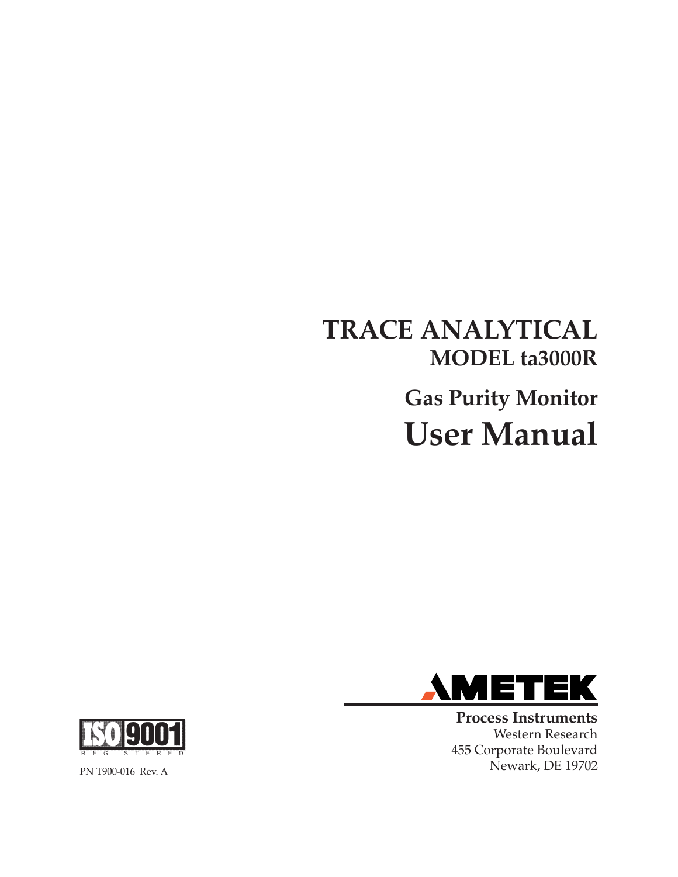# TRACE ANALYTICAL

## MODEL ta3000R

## Gas Purity Monitor

# User Manual

AMETEK

**Process Instruments**
Western Research
455 Corporate Boulevard
Newark, DE 19702

ISO 9001 REGISTERED

PN T900-016 Rev. A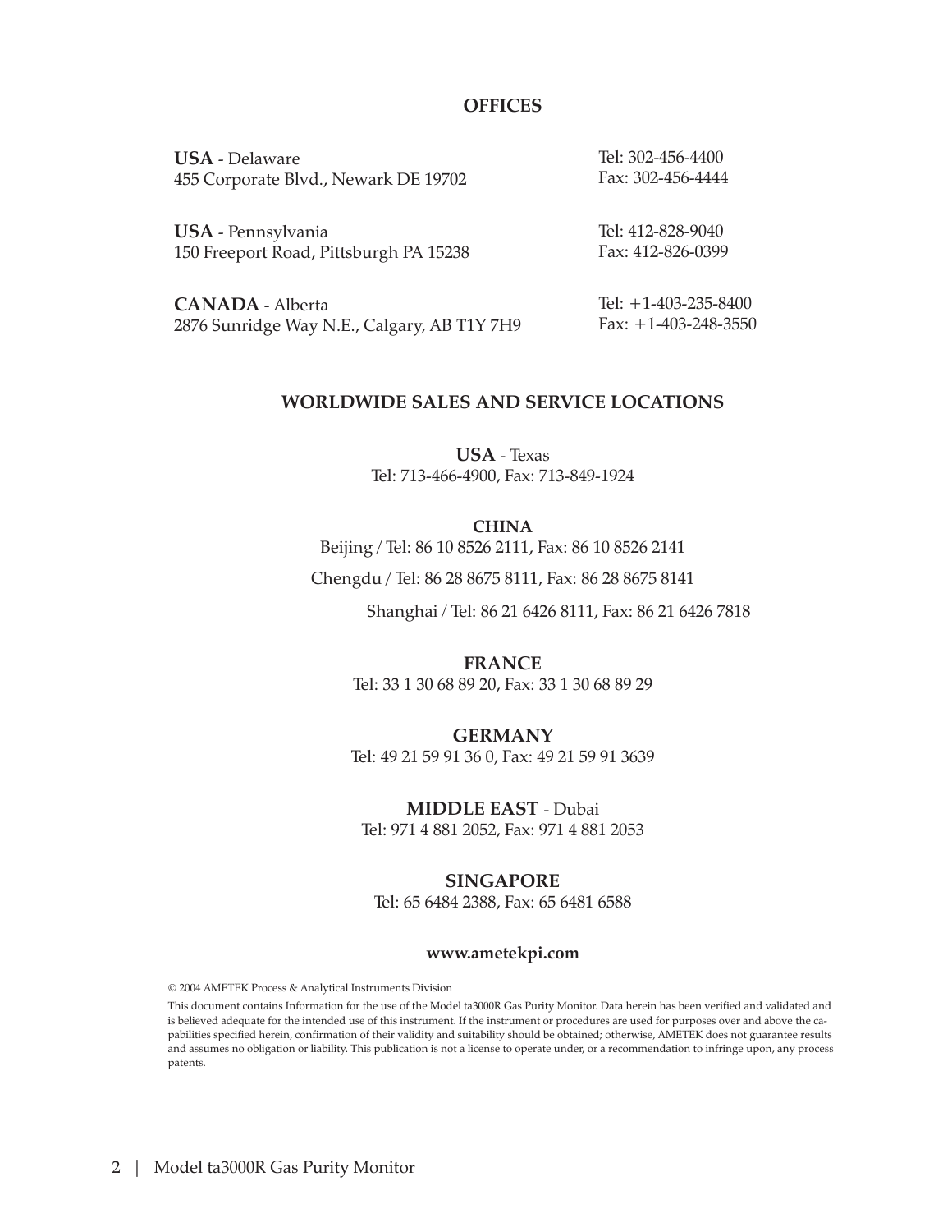## OFFICES

**USA** - Delaware
455 Corporate Blvd., Newark DE 19702
Tel: 302-456-4400
Fax: 302-456-4444

**USA** - Pennsylvania
150 Freeport Road, Pittsburgh PA 15238
Tel: 412-828-9040
Fax: 412-826-0399

**CANADA** - Alberta
2876 Sunridge Way N.E., Calgary, AB T1Y 7H9
Tel: +1-403-235-8400
Fax: +1-403-248-3550

## WORLDWIDE SALES AND SERVICE LOCATIONS

**USA** - Texas
Tel: 713-466-4900, Fax: 713-849-1924

**CHINA**
Beijing / Tel: 86 10 8526 2111, Fax: 86 10 8526 2141

Chengdu / Tel: 86 28 8675 8111, Fax: 86 28 8675 8141

Shanghai / Tel: 86 21 6426 8111, Fax: 86 21 6426 7818

**FRANCE**
Tel: 33 1 30 68 89 20, Fax: 33 1 30 68 89 29

**GERMANY**
Tel: 49 21 59 91 36 0, Fax: 49 21 59 91 3639

**MIDDLE EAST** - Dubai
Tel: 971 4 881 2052, Fax: 971 4 881 2053

**SINGAPORE**
Tel: 65 6484 2388, Fax: 65 6481 6588

**www.ametekpi.com**

© 2004 AMETEK Process & Analytical Instruments Division

This document contains Information for the use of the Model ta3000R Gas Purity Monitor. Data herein has been verified and validated and is believed adequate for the intended use of this instrument. If the instrument or procedures are used for purposes over and above the capabilities specified herein, confirmation of their validity and suitability should be obtained; otherwise, AMETEK does not guarantee results and assumes no obligation or liability. This publication is not a license to operate under, or a recommendation to infringe upon, any process patents.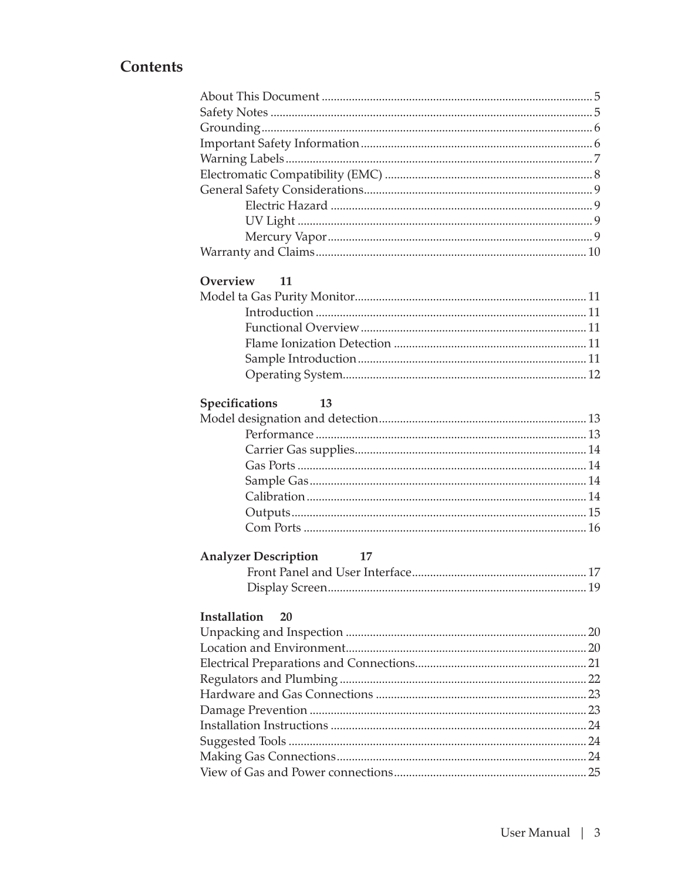# Contents

About This Document ... 5
Safety Notes ... 5
Grounding ... 6
Important Safety Information ... 6
Warning Labels ... 7
Electromatic Compatibility (EMC) ... 8
General Safety Considerations ... 9
- Electric Hazard ... 9
- UV Light ... 9
- Mercury Vapor ... 9

Warranty and Claims ... 10

**Overview** 11

Model ta Gas Purity Monitor ... 11
- Introduction ... 11
- Functional Overview ... 11
- Flame Ionization Detection ... 11
- Sample Introduction ... 11
- Operating System ... 12

**Specifications** 13

Model designation and detection ... 13
- Performance ... 13
- Carrier Gas supplies ... 14
- Gas Ports ... 14
- Sample Gas ... 14
- Calibration ... 14
- Outputs ... 15
- Com Ports ... 16

**Analyzer Description** 17
- Front Panel and User Interface ... 17
- Display Screen ... 19

**Installation** 20

Unpacking and Inspection ... 20
Location and Environment ... 20
Electrical Preparations and Connections ... 21
Regulators and Plumbing ... 22
Hardware and Gas Connections ... 23
Damage Prevention ... 23
Installation Instructions ... 24
Suggested Tools ... 24
Making Gas Connections ... 24
View of Gas and Power connections ... 25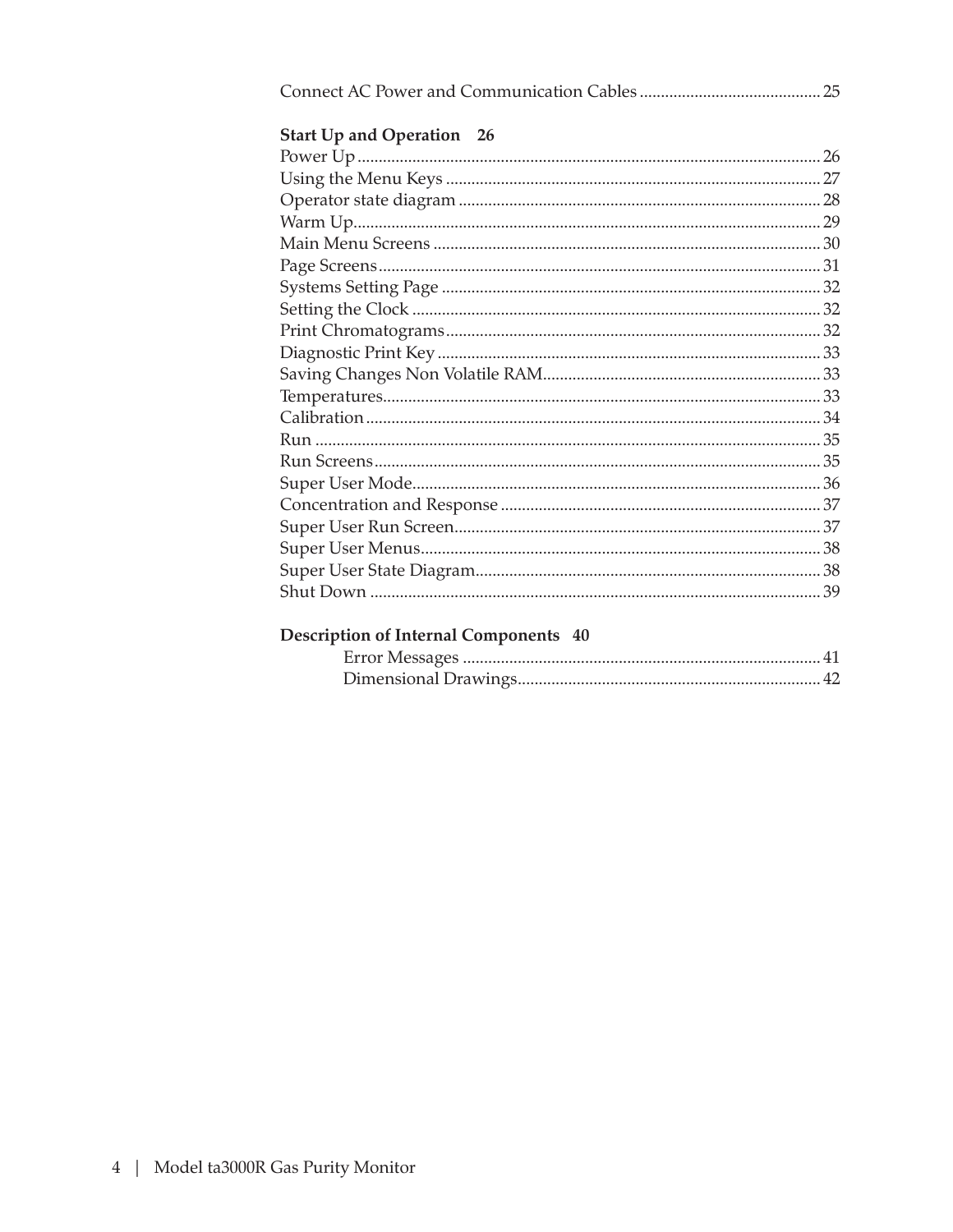Connect AC Power and Communication Cables ........................................... 25

**Start Up and Operation 26**

Power Up ........................................................................................... 26
Using the Menu Keys ........................................................................ 27
Operator state diagram ...................................................................... 28
Warm Up............................................................................................ 29
Main Menu Screens ........................................................................... 30
Page Screens....................................................................................... 31
Systems Setting Page ......................................................................... 32
Setting the Clock ................................................................................ 32
Print Chromatograms......................................................................... 32
Diagnostic Print Key .......................................................................... 33
Saving Changes Non Volatile RAM.................................................. 33
Temperatures...................................................................................... 33
Calibration ......................................................................................... 34
Run ..................................................................................................... 35
Run Screens........................................................................................ 35
Super User Mode................................................................................ 36
Concentration and Response ............................................................ 37
Super User Run Screen....................................................................... 37
Super User Menus.............................................................................. 38
Super User State Diagram.................................................................. 38
Shut Down .......................................................................................... 39

**Description of Internal Components 40**

Error Messages .................................................................................... 41
Dimensional Drawings....................................................................... 42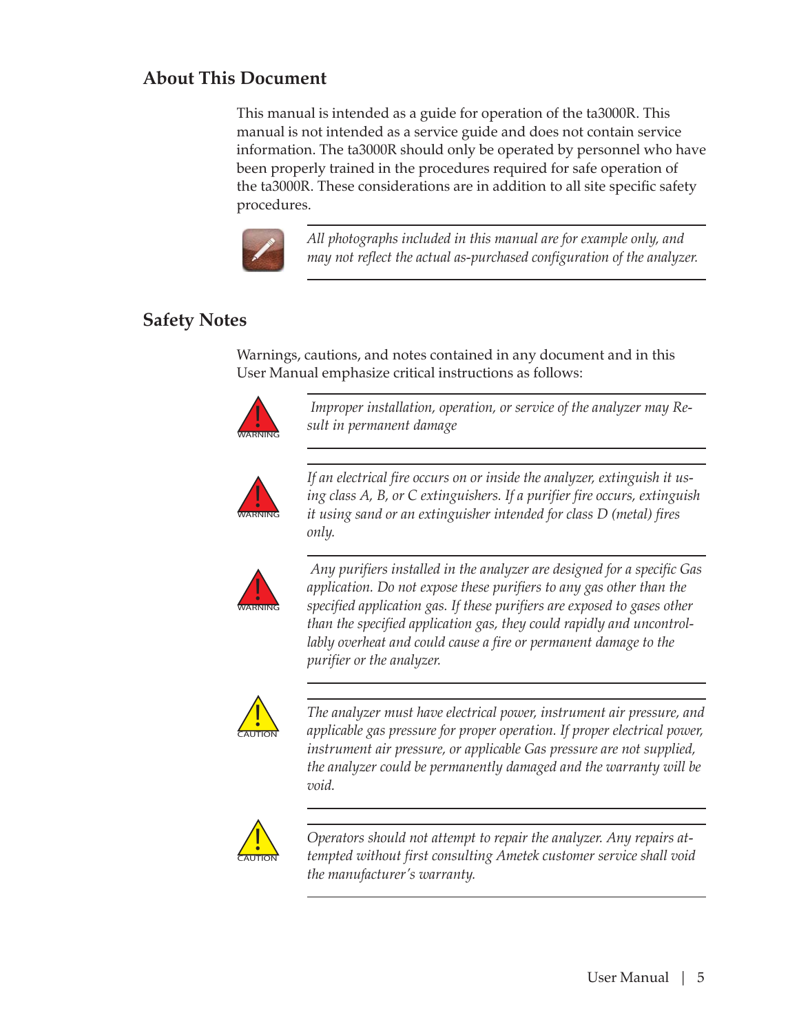## About This Document

This manual is intended as a guide for operation of the ta3000R. This manual is not intended as a service guide and does not contain service information. The ta3000R should only be operated by personnel who have been properly trained in the procedures required for safe operation of the ta3000R. These considerations are in addition to all site specific safety procedures.

*All photographs included in this manual are for example only, and may not reflect the actual as-purchased configuration of the analyzer.*

## Safety Notes

Warnings, cautions, and notes contained in any document and in this User Manual emphasize critical instructions as follows:

WARNING

*Improper installation, operation, or service of the analyzer may Result in permanent damage*

WARNING

*If an electrical fire occurs on or inside the analyzer, extinguish it using class A, B, or C extinguishers. If a purifier fire occurs, extinguish it using sand or an extinguisher intended for class D (metal) fires only.*

WARNING

*Any purifiers installed in the analyzer are designed for a specific Gas application. Do not expose these purifiers to any gas other than the specified application gas. If these purifiers are exposed to gases other than the specified application gas, they could rapidly and uncontrollably overheat and could cause a fire or permanent damage to the purifier or the analyzer.*

CAUTION

*The analyzer must have electrical power, instrument air pressure, and applicable gas pressure for proper operation. If proper electrical power, instrument air pressure, or applicable Gas pressure are not supplied, the analyzer could be permanently damaged and the warranty will be void.*

CAUTION

*Operators should not attempt to repair the analyzer. Any repairs attempted without first consulting Ametek customer service shall void the manufacturer's warranty.*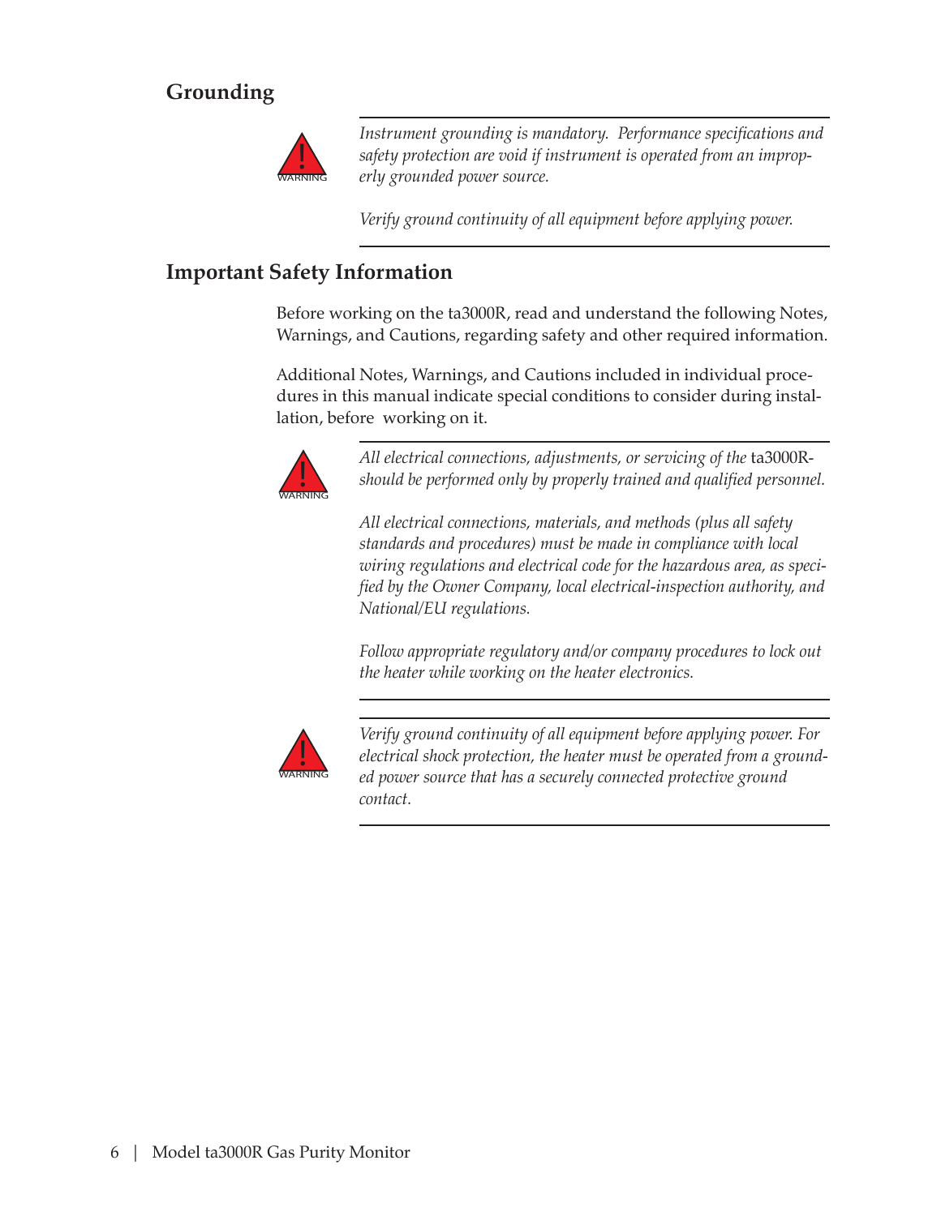## Grounding

> **WARNING**
>
> *Instrument grounding is mandatory. Performance specifications and safety protection are void if instrument is operated from an improperly grounded power source.*
>
> *Verify ground continuity of all equipment before applying power.*

## Important Safety Information

Before working on the ta3000R, read and understand the following Notes, Warnings, and Cautions, regarding safety and other required information.

Additional Notes, Warnings, and Cautions included in individual procedures in this manual indicate special conditions to consider during installation, before working on it.

> **WARNING**
>
> *All electrical connections, adjustments, or servicing of the* ta3000R- *should be performed only by properly trained and qualified personnel.*
>
> *All electrical connections, materials, and methods (plus all safety standards and procedures) must be made in compliance with local wiring regulations and electrical code for the hazardous area, as specified by the Owner Company, local electrical-inspection authority, and National/EU regulations.*
>
> *Follow appropriate regulatory and/or company procedures to lock out the heater while working on the heater electronics.*

> **WARNING**
>
> *Verify ground continuity of all equipment before applying power. For electrical shock protection, the heater must be operated from a grounded power source that has a securely connected protective ground contact.*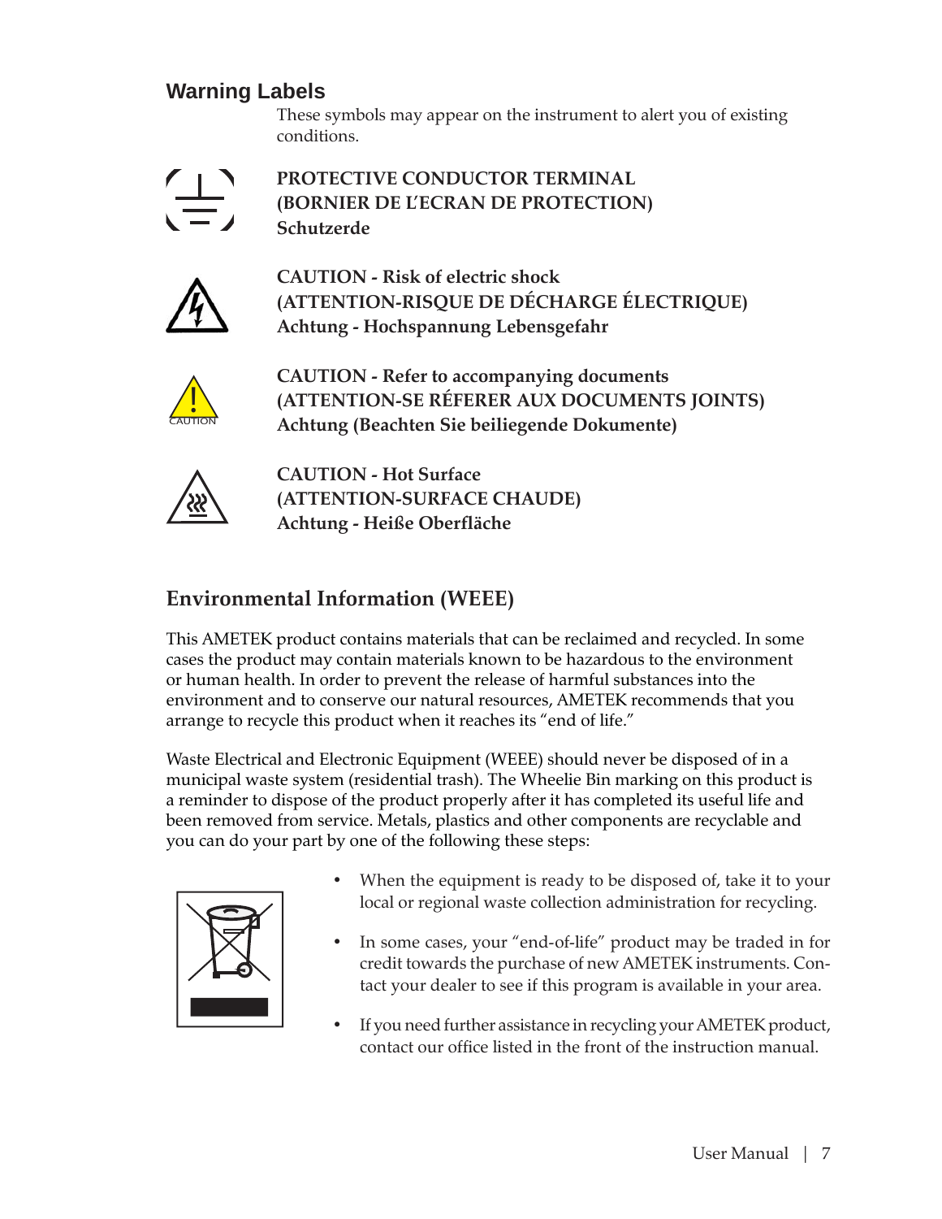## Warning Labels

These symbols may appear on the instrument to alert you of existing conditions.

**PROTECTIVE CONDUCTOR TERMINAL**
**(BORNIER DE L'ECRAN DE PROTECTION)**
**Schutzerde**

**CAUTION - Risk of electric shock**
**(ATTENTION-RISQUE DE DÉCHARGE ÉLECTRIQUE)**
**Achtung - Hochspannung Lebensgefahr**

CAUTION

**CAUTION - Refer to accompanying documents**
**(ATTENTION-SE RÉFERER AUX DOCUMENTS JOINTS)**
**Achtung (Beachten Sie beiliegende Dokumente)**

**CAUTION - Hot Surface**
**(ATTENTION-SURFACE CHAUDE)**
**Achtung - Heiße Oberfläche**

## Environmental Information (WEEE)

This AMETEK product contains materials that can be reclaimed and recycled. In some cases the product may contain materials known to be hazardous to the environment or human health. In order to prevent the release of harmful substances into the environment and to conserve our natural resources, AMETEK recommends that you arrange to recycle this product when it reaches its "end of life."

Waste Electrical and Electronic Equipment (WEEE) should never be disposed of in a municipal waste system (residential trash). The Wheelie Bin marking on this product is a reminder to dispose of the product properly after it has completed its useful life and been removed from service. Metals, plastics and other components are recyclable and you can do your part by one of the following these steps:

- When the equipment is ready to be disposed of, take it to your local or regional waste collection administration for recycling.
- In some cases, your "end-of-life" product may be traded in for credit towards the purchase of new AMETEK instruments. Contact your dealer to see if this program is available in your area.
- If you need further assistance in recycling your AMETEK product, contact our office listed in the front of the instruction manual.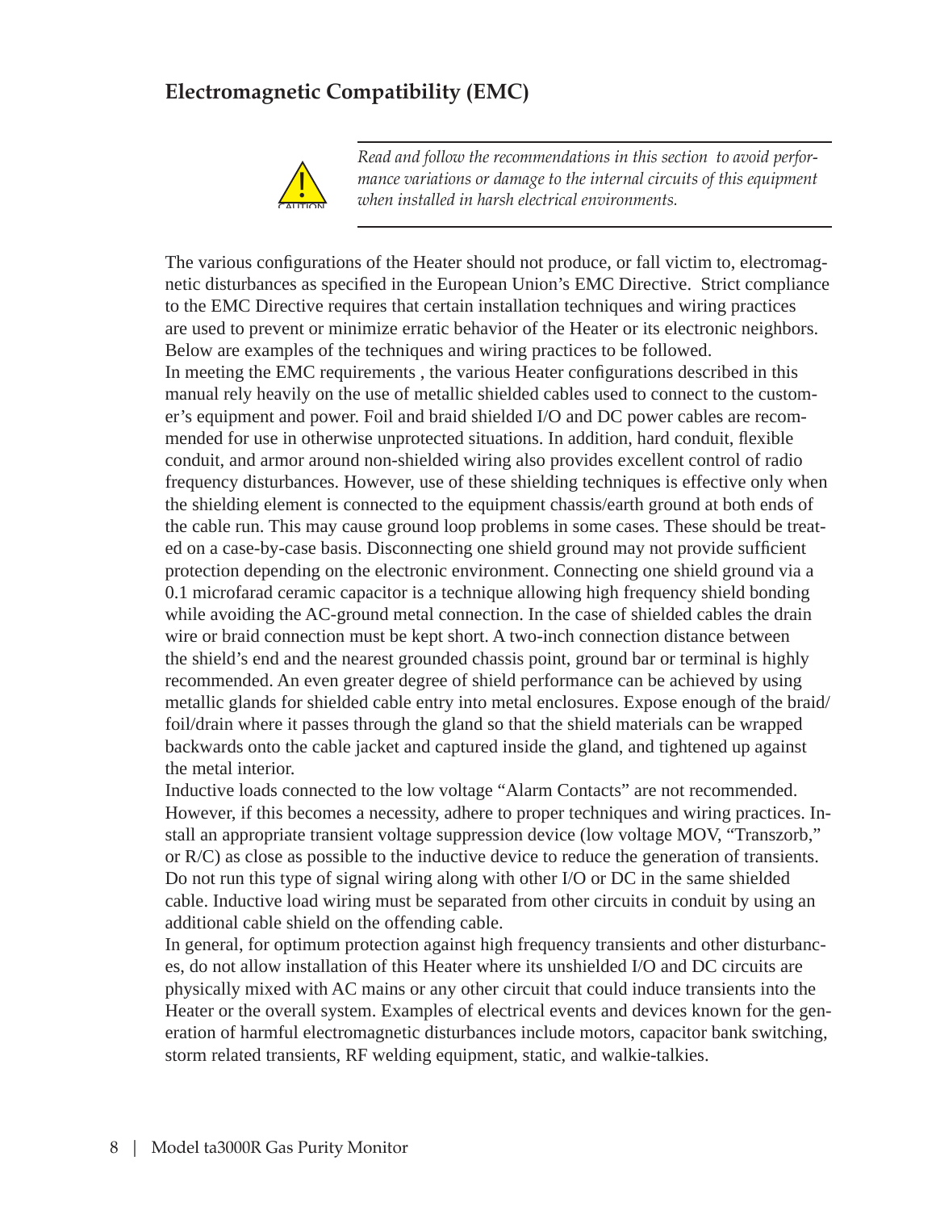## Electromagnetic Compatibility (EMC)

CAUTION

*Read and follow the recommendations in this section to avoid performance variations or damage to the internal circuits of this equipment when installed in harsh electrical environments.*

The various configurations of the Heater should not produce, or fall victim to, electromagnetic disturbances as specified in the European Union's EMC Directive. Strict compliance to the EMC Directive requires that certain installation techniques and wiring practices are used to prevent or minimize erratic behavior of the Heater or its electronic neighbors. Below are examples of the techniques and wiring practices to be followed.

In meeting the EMC requirements , the various Heater configurations described in this manual rely heavily on the use of metallic shielded cables used to connect to the customer's equipment and power. Foil and braid shielded I/O and DC power cables are recommended for use in otherwise unprotected situations. In addition, hard conduit, flexible conduit, and armor around non-shielded wiring also provides excellent control of radio frequency disturbances. However, use of these shielding techniques is effective only when the shielding element is connected to the equipment chassis/earth ground at both ends of the cable run. This may cause ground loop problems in some cases. These should be treated on a case-by-case basis. Disconnecting one shield ground may not provide sufficient protection depending on the electronic environment. Connecting one shield ground via a 0.1 microfarad ceramic capacitor is a technique allowing high frequency shield bonding while avoiding the AC-ground metal connection. In the case of shielded cables the drain wire or braid connection must be kept short. A two-inch connection distance between the shield's end and the nearest grounded chassis point, ground bar or terminal is highly recommended. An even greater degree of shield performance can be achieved by using metallic glands for shielded cable entry into metal enclosures. Expose enough of the braid/foil/drain where it passes through the gland so that the shield materials can be wrapped backwards onto the cable jacket and captured inside the gland, and tightened up against the metal interior.

Inductive loads connected to the low voltage "Alarm Contacts" are not recommended. However, if this becomes a necessity, adhere to proper techniques and wiring practices. Install an appropriate transient voltage suppression device (low voltage MOV, "Transzorb," or R/C) as close as possible to the inductive device to reduce the generation of transients. Do not run this type of signal wiring along with other I/O or DC in the same shielded cable. Inductive load wiring must be separated from other circuits in conduit by using an additional cable shield on the offending cable.

In general, for optimum protection against high frequency transients and other disturbances, do not allow installation of this Heater where its unshielded I/O and DC circuits are physically mixed with AC mains or any other circuit that could induce transients into the Heater or the overall system. Examples of electrical events and devices known for the generation of harmful electromagnetic disturbances include motors, capacitor bank switching, storm related transients, RF welding equipment, static, and walkie-talkies.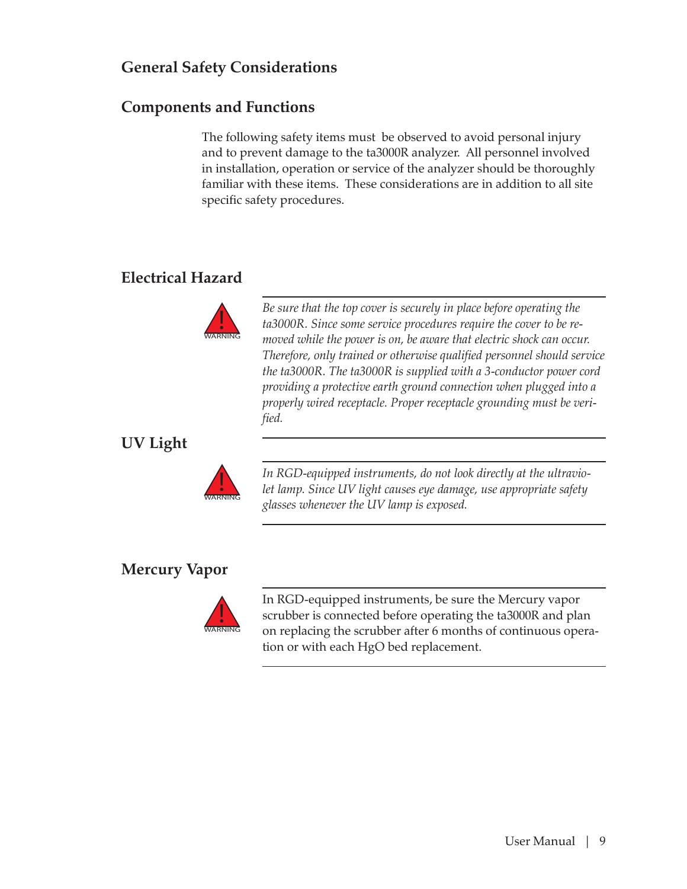## General Safety Considerations

## Components and Functions

The following safety items must be observed to avoid personal injury and to prevent damage to the ta3000R analyzer. All personnel involved in installation, operation or service of the analyzer should be thoroughly familiar with these items. These considerations are in addition to all site specific safety procedures.

## Electrical Hazard

WARNING

*Be sure that the top cover is securely in place before operating the ta3000R. Since some service procedures require the cover to be removed while the power is on, be aware that electric shock can occur. Therefore, only trained or otherwise qualified personnel should service the ta3000R. The ta3000R is supplied with a 3-conductor power cord providing a protective earth ground connection when plugged into a properly wired receptacle. Proper receptacle grounding must be verified.*

## UV Light

WARNING

*In RGD-equipped instruments, do not look directly at the ultraviolet lamp. Since UV light causes eye damage, use appropriate safety glasses whenever the UV lamp is exposed.*

## Mercury Vapor

WARNING

In RGD-equipped instruments, be sure the Mercury vapor scrubber is connected before operating the ta3000R and plan on replacing the scrubber after 6 months of continuous operation or with each HgO bed replacement.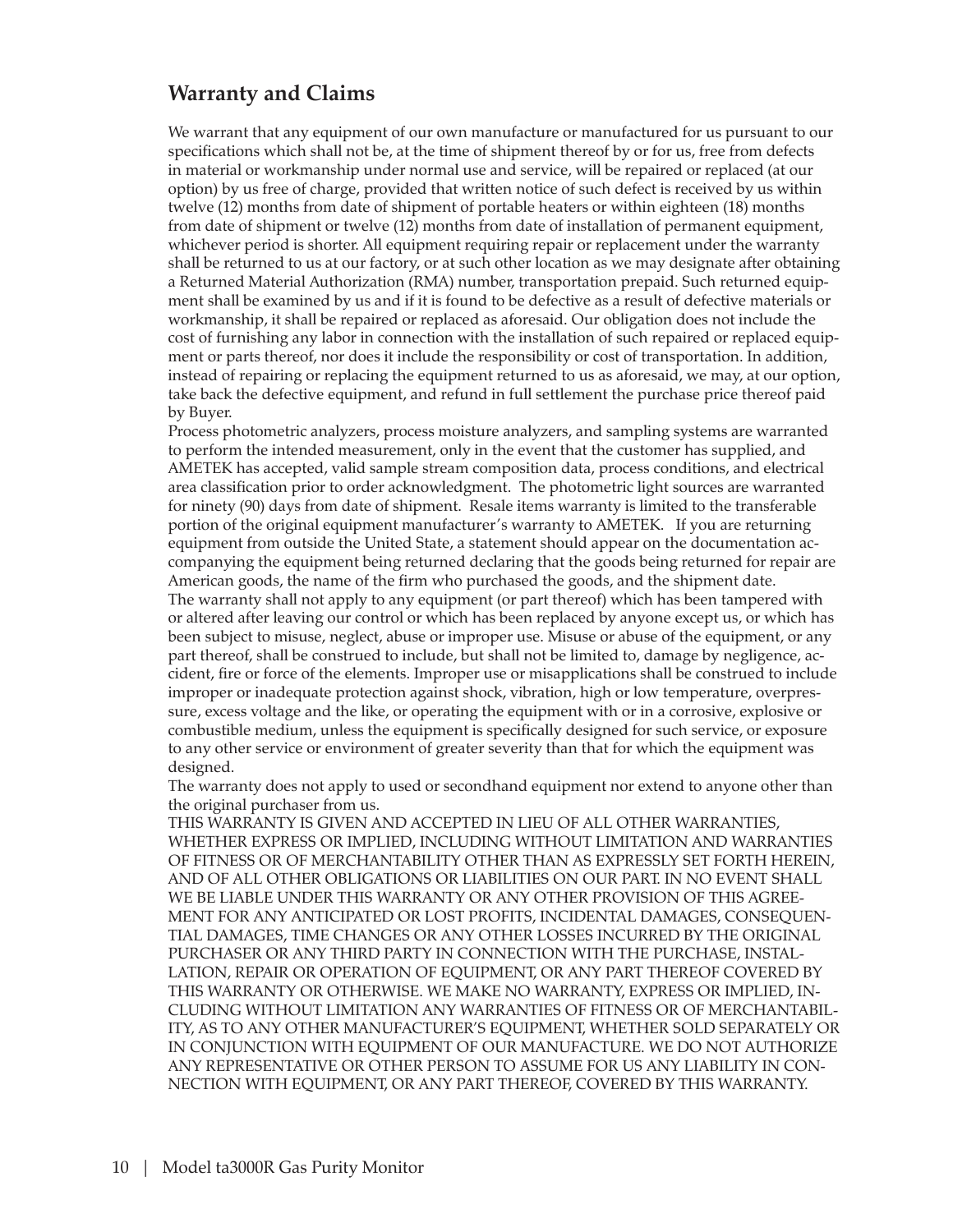## Warranty and Claims

We warrant that any equipment of our own manufacture or manufactured for us pursuant to our specifications which shall not be, at the time of shipment thereof by or for us, free from defects in material or workmanship under normal use and service, will be repaired or replaced (at our option) by us free of charge, provided that written notice of such defect is received by us within twelve (12) months from date of shipment of portable heaters or within eighteen (18) months from date of shipment or twelve (12) months from date of installation of permanent equipment, whichever period is shorter. All equipment requiring repair or replacement under the warranty shall be returned to us at our factory, or at such other location as we may designate after obtaining a Returned Material Authorization (RMA) number, transportation prepaid. Such returned equipment shall be examined by us and if it is found to be defective as a result of defective materials or workmanship, it shall be repaired or replaced as aforesaid. Our obligation does not include the cost of furnishing any labor in connection with the installation of such repaired or replaced equipment or parts thereof, nor does it include the responsibility or cost of transportation. In addition, instead of repairing or replacing the equipment returned to us as aforesaid, we may, at our option, take back the defective equipment, and refund in full settlement the purchase price thereof paid by Buyer.

Process photometric analyzers, process moisture analyzers, and sampling systems are warranted to perform the intended measurement, only in the event that the customer has supplied, and AMETEK has accepted, valid sample stream composition data, process conditions, and electrical area classification prior to order acknowledgment. The photometric light sources are warranted for ninety (90) days from date of shipment. Resale items warranty is limited to the transferable portion of the original equipment manufacturer's warranty to AMETEK. If you are returning equipment from outside the United State, a statement should appear on the documentation accompanying the equipment being returned declaring that the goods being returned for repair are American goods, the name of the firm who purchased the goods, and the shipment date.

The warranty shall not apply to any equipment (or part thereof) which has been tampered with or altered after leaving our control or which has been replaced by anyone except us, or which has been subject to misuse, neglect, abuse or improper use. Misuse or abuse of the equipment, or any part thereof, shall be construed to include, but shall not be limited to, damage by negligence, accident, fire or force of the elements. Improper use or misapplications shall be construed to include improper or inadequate protection against shock, vibration, high or low temperature, overpressure, excess voltage and the like, or operating the equipment with or in a corrosive, explosive or combustible medium, unless the equipment is specifically designed for such service, or exposure to any other service or environment of greater severity than that for which the equipment was designed.

The warranty does not apply to used or secondhand equipment nor extend to anyone other than the original purchaser from us.

THIS WARRANTY IS GIVEN AND ACCEPTED IN LIEU OF ALL OTHER WARRANTIES, WHETHER EXPRESS OR IMPLIED, INCLUDING WITHOUT LIMITATION AND WARRANTIES OF FITNESS OR OF MERCHANTABILITY OTHER THAN AS EXPRESSLY SET FORTH HEREIN, AND OF ALL OTHER OBLIGATIONS OR LIABILITIES ON OUR PART. IN NO EVENT SHALL WE BE LIABLE UNDER THIS WARRANTY OR ANY OTHER PROVISION OF THIS AGREEMENT FOR ANY ANTICIPATED OR LOST PROFITS, INCIDENTAL DAMAGES, CONSEQUENTIAL DAMAGES, TIME CHANGES OR ANY OTHER LOSSES INCURRED BY THE ORIGINAL PURCHASER OR ANY THIRD PARTY IN CONNECTION WITH THE PURCHASE, INSTALLATION, REPAIR OR OPERATION OF EQUIPMENT, OR ANY PART THEREOF COVERED BY THIS WARRANTY OR OTHERWISE. WE MAKE NO WARRANTY, EXPRESS OR IMPLIED, INCLUDING WITHOUT LIMITATION ANY WARRANTIES OF FITNESS OR OF MERCHANTABILITY, AS TO ANY OTHER MANUFACTURER'S EQUIPMENT, WHETHER SOLD SEPARATELY OR IN CONJUNCTION WITH EQUIPMENT OF OUR MANUFACTURE. WE DO NOT AUTHORIZE ANY REPRESENTATIVE OR OTHER PERSON TO ASSUME FOR US ANY LIABILITY IN CONNECTION WITH EQUIPMENT, OR ANY PART THEREOF, COVERED BY THIS WARRANTY.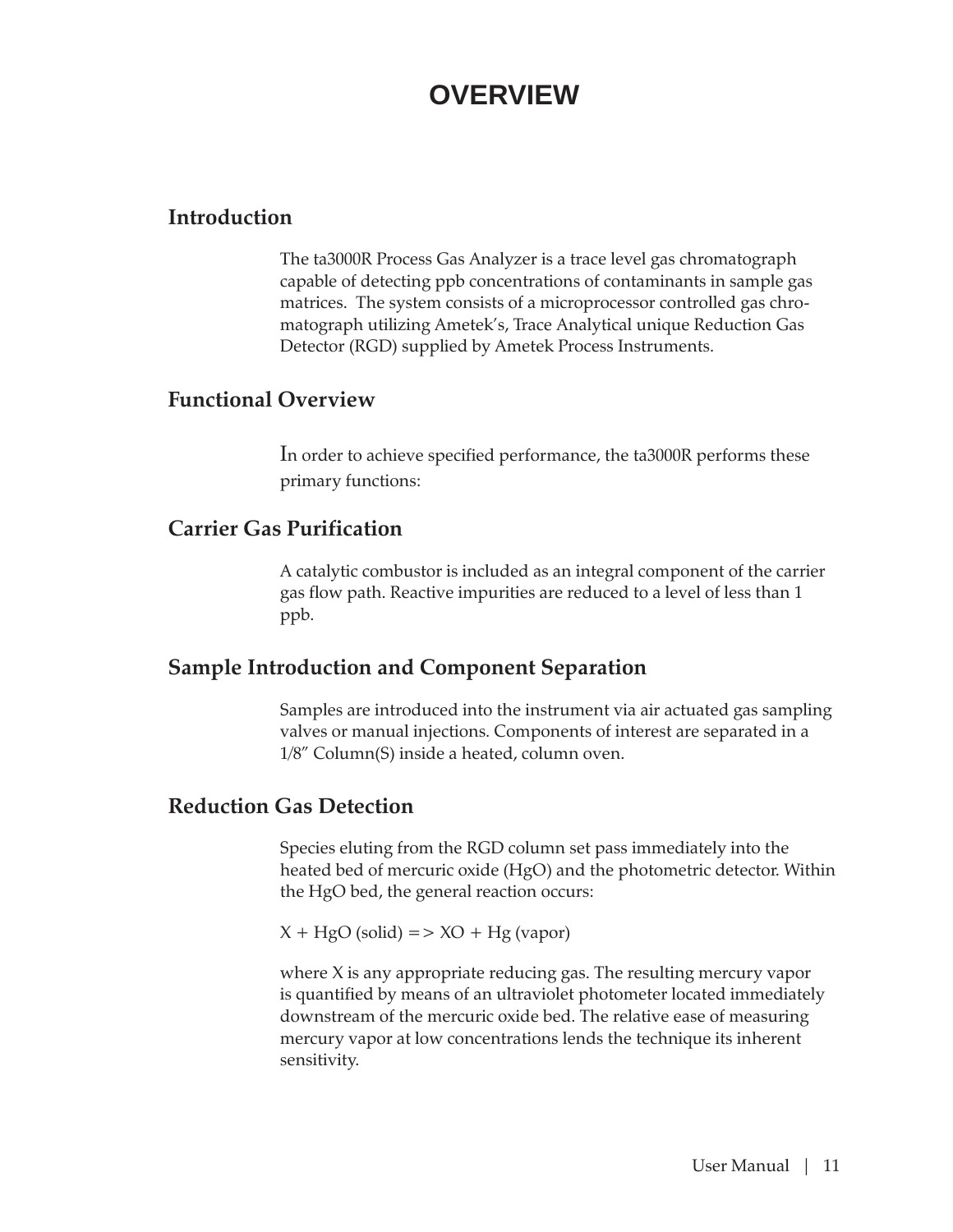# OVERVIEW

## Introduction

The ta3000R Process Gas Analyzer is a trace level gas chromatograph capable of detecting ppb concentrations of contaminants in sample gas matrices. The system consists of a microprocessor controlled gas chromatograph utilizing Ametek's, Trace Analytical unique Reduction Gas Detector (RGD) supplied by Ametek Process Instruments.

## Functional Overview

In order to achieve specified performance, the ta3000R performs these primary functions:

## Carrier Gas Purification

A catalytic combustor is included as an integral component of the carrier gas flow path. Reactive impurities are reduced to a level of less than 1 ppb.

## Sample Introduction and Component Separation

Samples are introduced into the instrument via air actuated gas sampling valves or manual injections. Components of interest are separated in a 1/8″ Column(S) inside a heated, column oven.

## Reduction Gas Detection

Species eluting from the RGD column set pass immediately into the heated bed of mercuric oxide (HgO) and the photometric detector. Within the HgO bed, the general reaction occurs:

X + HgO (solid) => XO + Hg (vapor)

where X is any appropriate reducing gas. The resulting mercury vapor is quantified by means of an ultraviolet photometer located immediately downstream of the mercuric oxide bed. The relative ease of measuring mercury vapor at low concentrations lends the technique its inherent sensitivity.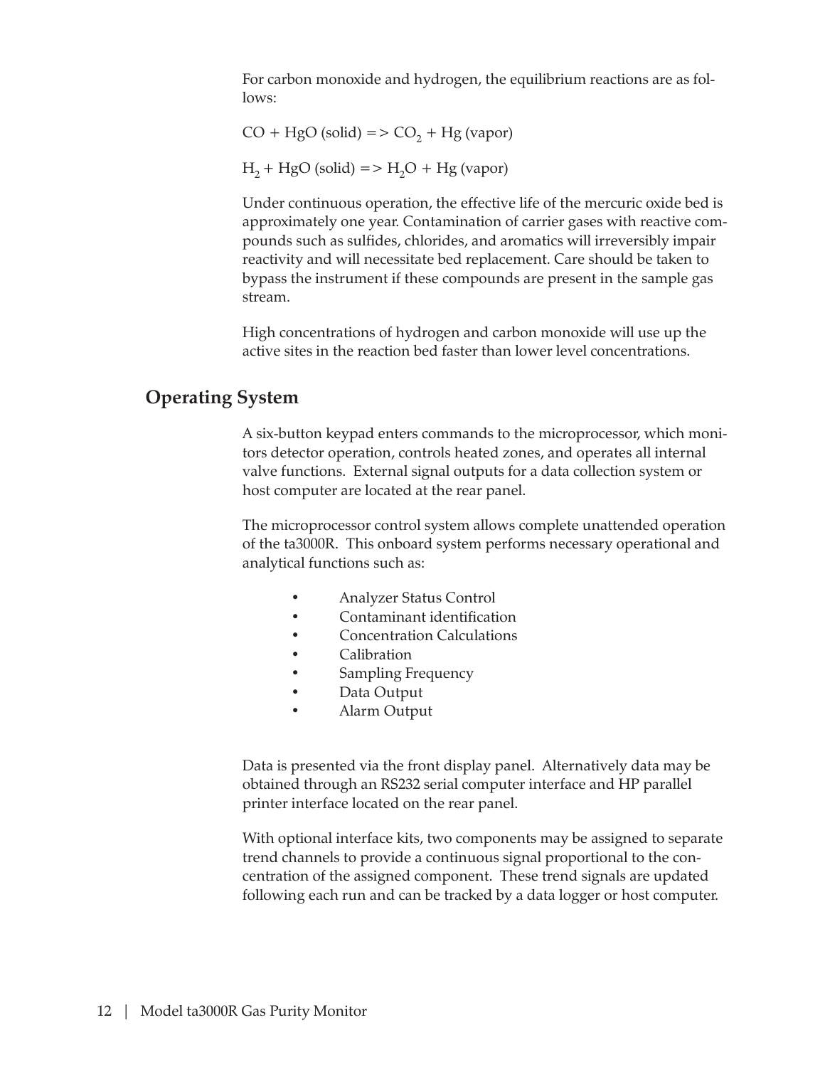For carbon monoxide and hydrogen, the equilibrium reactions are as follows:

$CO + HgO$ (solid) => $CO_2 + Hg$ (vapor)

$H_2 + HgO$ (solid) => $H_2O + Hg$ (vapor)

Under continuous operation, the effective life of the mercuric oxide bed is approximately one year. Contamination of carrier gases with reactive compounds such as sulfides, chlorides, and aromatics will irreversibly impair reactivity and will necessitate bed replacement. Care should be taken to bypass the instrument if these compounds are present in the sample gas stream.

High concentrations of hydrogen and carbon monoxide will use up the active sites in the reaction bed faster than lower level concentrations.

## Operating System

A six-button keypad enters commands to the microprocessor, which monitors detector operation, controls heated zones, and operates all internal valve functions. External signal outputs for a data collection system or host computer are located at the rear panel.

The microprocessor control system allows complete unattended operation of the ta3000R. This onboard system performs necessary operational and analytical functions such as:

- Analyzer Status Control
- Contaminant identification
- Concentration Calculations
- Calibration
- Sampling Frequency
- Data Output
- Alarm Output

Data is presented via the front display panel. Alternatively data may be obtained through an RS232 serial computer interface and HP parallel printer interface located on the rear panel.

With optional interface kits, two components may be assigned to separate trend channels to provide a continuous signal proportional to the concentration of the assigned component. These trend signals are updated following each run and can be tracked by a data logger or host computer.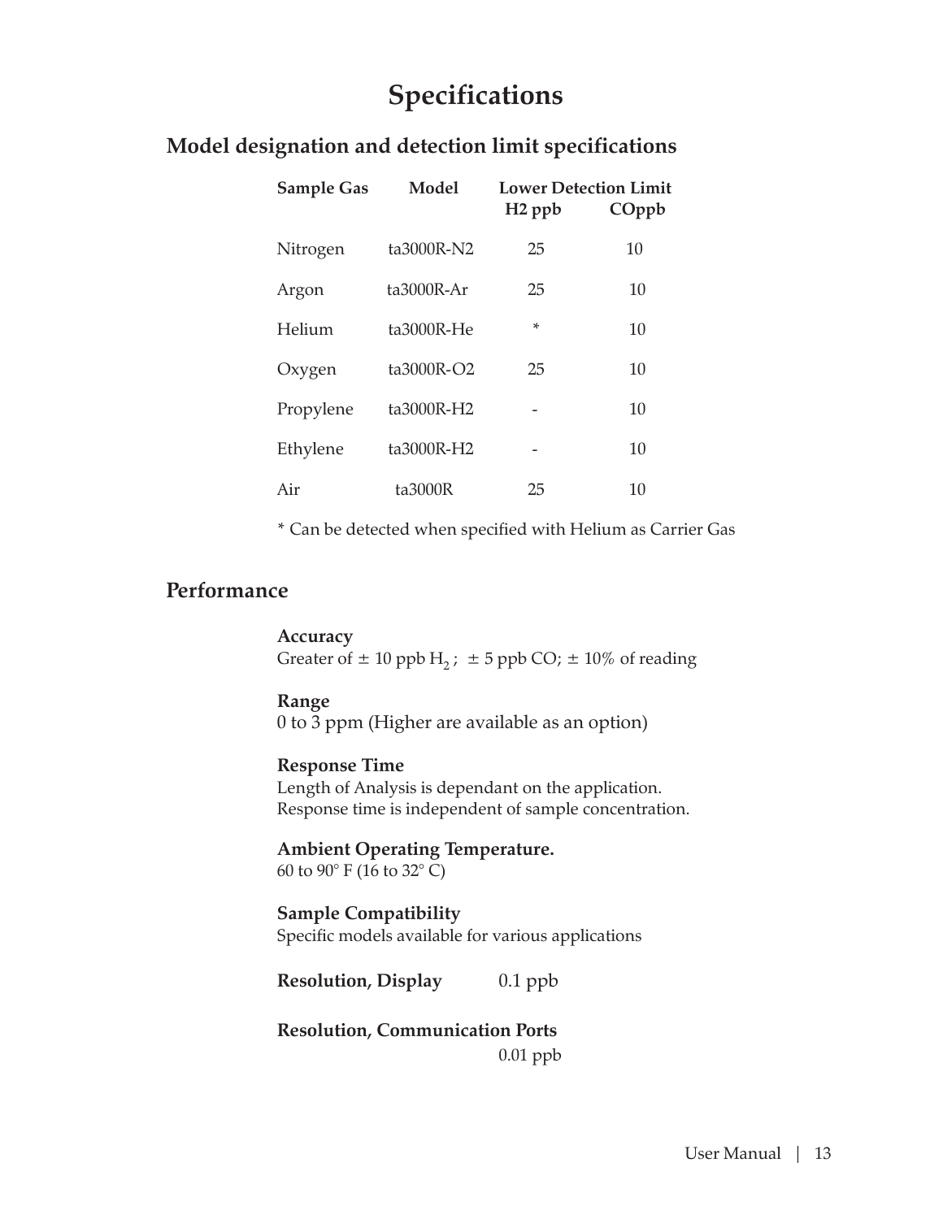# Specifications

## Model designation and detection limit specifications

| Sample Gas | Model | Lower Detection Limit H2 ppb | COppb |
|---|---|---|---|
| Nitrogen | ta3000R-N2 | 25 | 10 |
| Argon | ta3000R-Ar | 25 | 10 |
| Helium | ta3000R-He | * | 10 |
| Oxygen | ta3000R-O2 | 25 | 10 |
| Propylene | ta3000R-H2 | - | 10 |
| Ethylene | ta3000R-H2 | - | 10 |
| Air | ta3000R | 25 | 10 |

* Can be detected when specified with Helium as Carrier Gas

## Performance

**Accuracy**
Greater of ± 10 ppb $H_2$ ; ± 5 ppb CO; ± 10% of reading

**Range**
0 to 3 ppm (Higher are available as an option)

**Response Time**
Length of Analysis is dependant on the application.
Response time is independent of sample concentration.

**Ambient Operating Temperature.**
60 to 90° F (16 to 32° C)

**Sample Compatibility**
Specific models available for various applications

**Resolution, Display** 0.1 ppb

**Resolution, Communication Ports**
0.01 ppb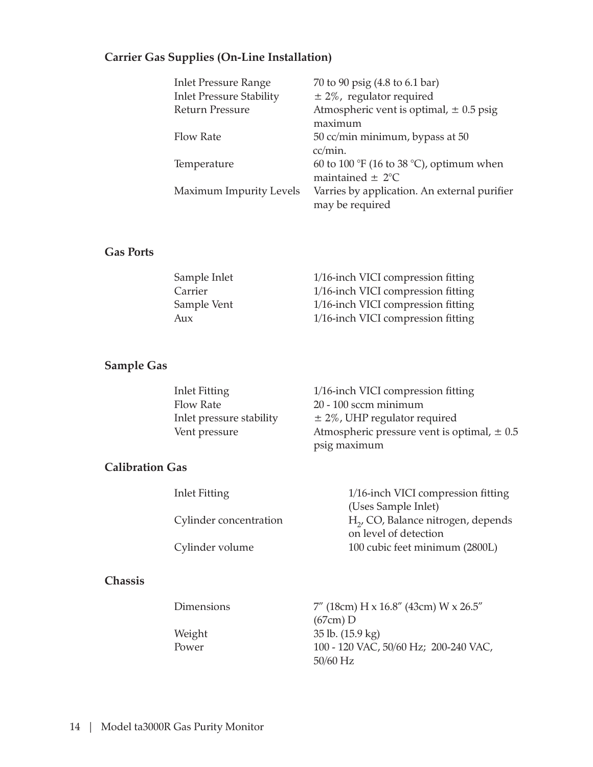### Carrier Gas Supplies (On-Line Installation)

| | |
|---|---|
| Inlet Pressure Range | 70 to 90 psig (4.8 to 6.1 bar) |
| Inlet Pressure Stability | ± 2%, regulator required |
| Return Pressure | Atmospheric vent is optimal, ± 0.5 psig maximum |
| Flow Rate | 50 cc/min minimum, bypass at 50 cc/min. |
| Temperature | 60 to 100 °F (16 to 38 °C), optimum when maintained ± 2°C |
| Maximum Impurity Levels | Varries by application. An external purifier may be required |

### Gas Ports

| | |
|---|---|
| Sample Inlet | 1/16-inch VICI compression fitting |
| Carrier | 1/16-inch VICI compression fitting |
| Sample Vent | 1/16-inch VICI compression fitting |
| Aux | 1/16-inch VICI compression fitting |

### Sample Gas

| | |
|---|---|
| Inlet Fitting | 1/16-inch VICI compression fitting |
| Flow Rate | 20 - 100 sccm minimum |
| Inlet pressure stability | ± 2%, UHP regulator required |
| Vent pressure | Atmospheric pressure vent is optimal, ± 0.5 psig maximum |

### Calibration Gas

| | |
|---|---|
| Inlet Fitting | 1/16-inch VICI compression fitting (Uses Sample Inlet) |
| Cylinder concentration | $H_2$, CO, Balance nitrogen, depends on level of detection |
| Cylinder volume | 100 cubic feet minimum (2800L) |

### Chassis

| | |
|---|---|
| Dimensions | 7″ (18cm) H x 16.8″ (43cm) W x 26.5″ (67cm) D |
| Weight | 35 lb. (15.9 kg) |
| Power | 100 - 120 VAC, 50/60 Hz; 200-240 VAC, 50/60 Hz |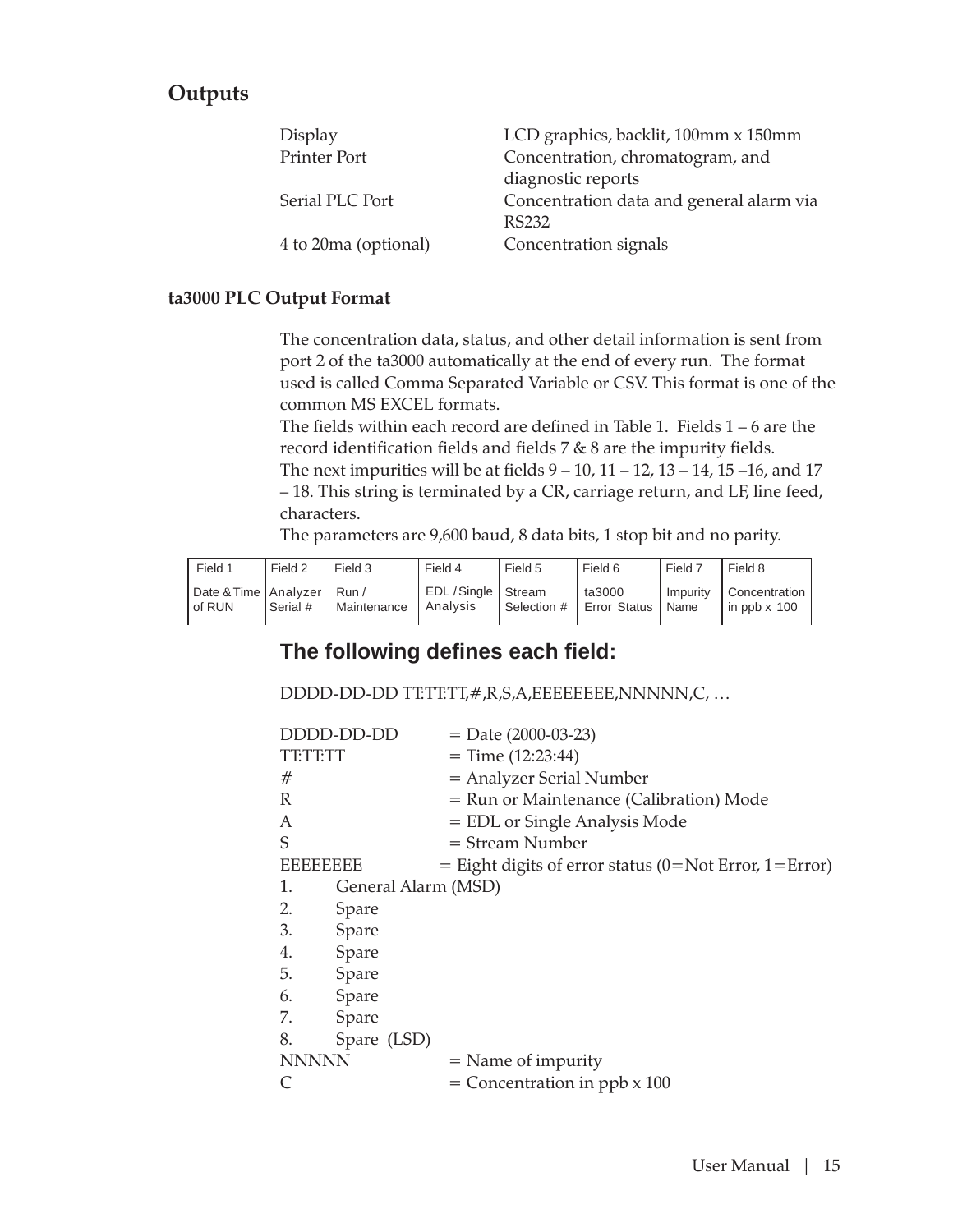## Outputs

| | |
|---|---|
| Display | LCD graphics, backlit, 100mm x 150mm |
| Printer Port | Concentration, chromatogram, and diagnostic reports |
| Serial PLC Port | Concentration data and general alarm via RS232 |
| 4 to 20ma (optional) | Concentration signals |

### ta3000 PLC Output Format

The concentration data, status, and other detail information is sent from port 2 of the ta3000 automatically at the end of every run. The format used is called Comma Separated Variable or CSV. This format is one of the common MS EXCEL formats.

The fields within each record are defined in Table 1. Fields 1 – 6 are the record identification fields and fields 7 & 8 are the impurity fields.

The next impurities will be at fields 9 – 10, 11 – 12, 13 – 14, 15 –16, and 17 – 18. This string is terminated by a CR, carriage return, and LF, line feed, characters.

The parameters are 9,600 baud, 8 data bits, 1 stop bit and no parity.

| Field 1 | Field 2 | Field 3 | Field 4 | Field 5 | Field 6 | Field 7 | Field 8 |
|---|---|---|---|---|---|---|---|
| Date & Time of RUN | Analyzer Serial # | Run / Maintenance | EDL / Single Analysis | Stream Selection # | ta3000 Error Status | Impurity Name | Concentration in ppb x 100 |

## The following defines each field:

DDDD-DD-DD TT:TT:TT,#,R,S,A,EEEEEEEE,NNNNN,C, …

| | |
|---|---|
| DDDD-DD-DD | = Date (2000-03-23) |
| TT:TT:TT | = Time (12:23:44) |
| # | = Analyzer Serial Number |
| R | = Run or Maintenance (Calibration) Mode |
| A | = EDL or Single Analysis Mode |
| S | = Stream Number |
| EEEEEEEE | = Eight digits of error status (0=Not Error, 1=Error) |

1. General Alarm (MSD)
2. Spare
3. Spare
4. Spare
5. Spare
6. Spare
7. Spare
8. Spare (LSD)

| | |
|---|---|
| NNNNN | = Name of impurity |
| C | = Concentration in ppb x 100 |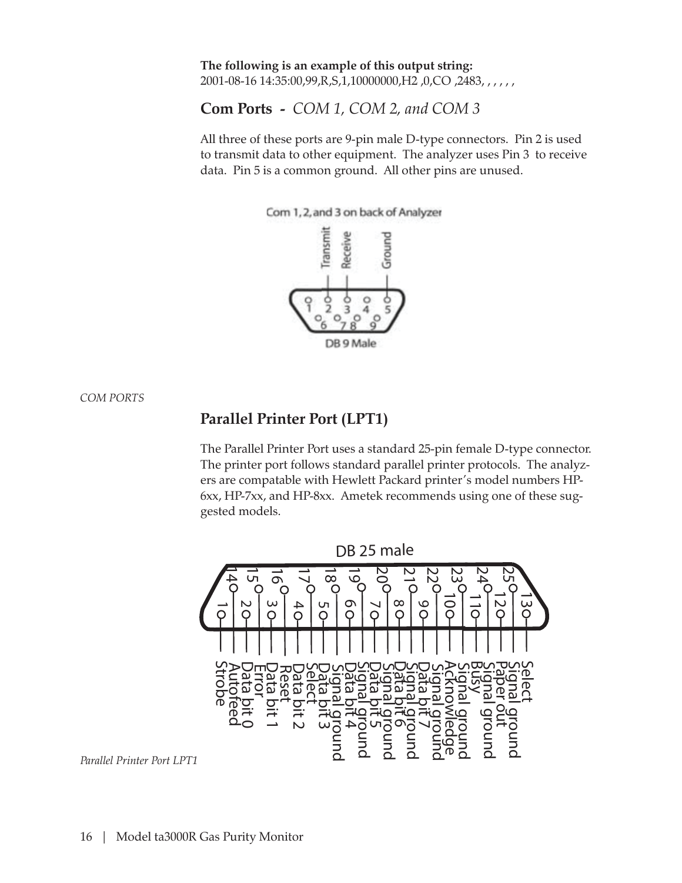**The following is an example of this output string:**
2001-08-16 14:35:00,99,R,S,1,10000000,H2 ,0,CO ,2483, , , , , ,

## Com Ports - *COM 1, COM 2, and COM 3*

All three of these ports are 9-pin male D-type connectors. Pin 2 is used to transmit data to other equipment. The analyzer uses Pin 3 to receive data. Pin 5 is a common ground. All other pins are unused.

Com 1, 2, and 3 on back of Analyzer

Transmit — 2, Receive — 3, Ground — 5

DB 9 Male

*COM PORTS*

## Parallel Printer Port (LPT1)

The Parallel Printer Port uses a standard 25-pin female D-type connector. The printer port follows standard parallel printer protocols. The analyzers are compatable with Hewlett Packard printer's model numbers HP-6xx, HP-7xx, and HP-8xx. Ametek recommends using one of these suggested models.

DB 25 male

| Pin | Signal | Pin | Signal |
|---|---|---|---|
| 1 | Strobe | 14 | Autofeed |
| 2 | Data bit 0 | 15 | Error |
| 3 | Data bit 1 | 16 | Reset |
| 4 | Data bit 2 | 17 | Select |
| 5 | Data bit 3 | 18 | Signal ground |
| 6 | Data bit 4 | 19 | Signal ground |
| 7 | Data bit 5 | 20 | Signal ground |
| 8 | Data bit 6 | 21 | Signal ground |
| 9 | Data bit 7 | 22 | Signal ground |
| 10 | Acknowledge | 23 | Signal ground |
| 11 | Busy | 24 | Signal ground |
| 12 | Paper out | 25 | Signal ground |
| 13 | Select | | |

*Parallel Printer Port LPT1*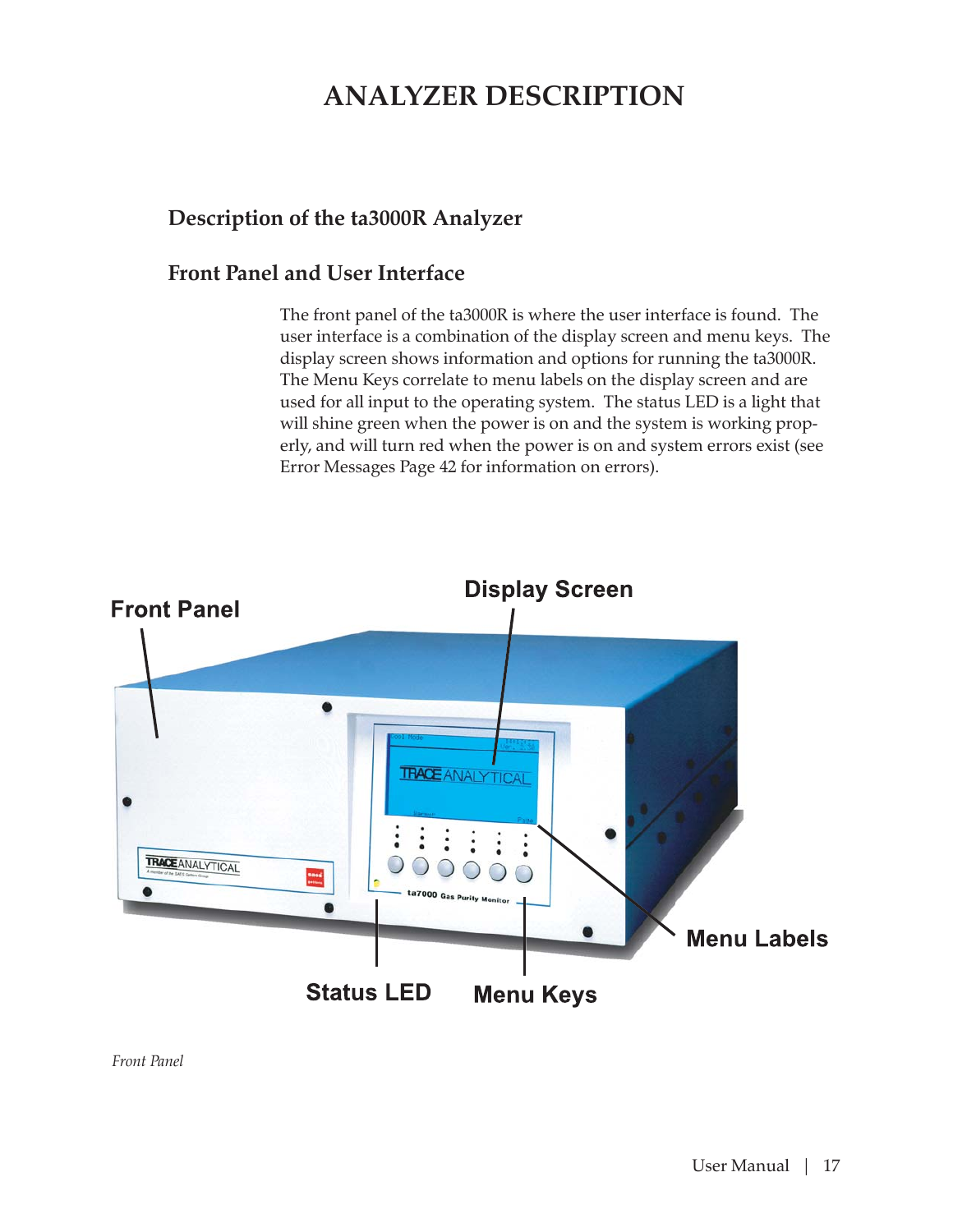# ANALYZER DESCRIPTION

## Description of the ta3000R Analyzer

## Front Panel and User Interface

The front panel of the ta3000R is where the user interface is found. The user interface is a combination of the display screen and menu keys. The display screen shows information and options for running the ta3000R. The Menu Keys correlate to menu labels on the display screen and are used for all input to the operating system. The status LED is a light that will shine green when the power is on and the system is working properly, and will turn red when the power is on and system errors exist (see Error Messages Page 42 for information on errors).

*Front Panel*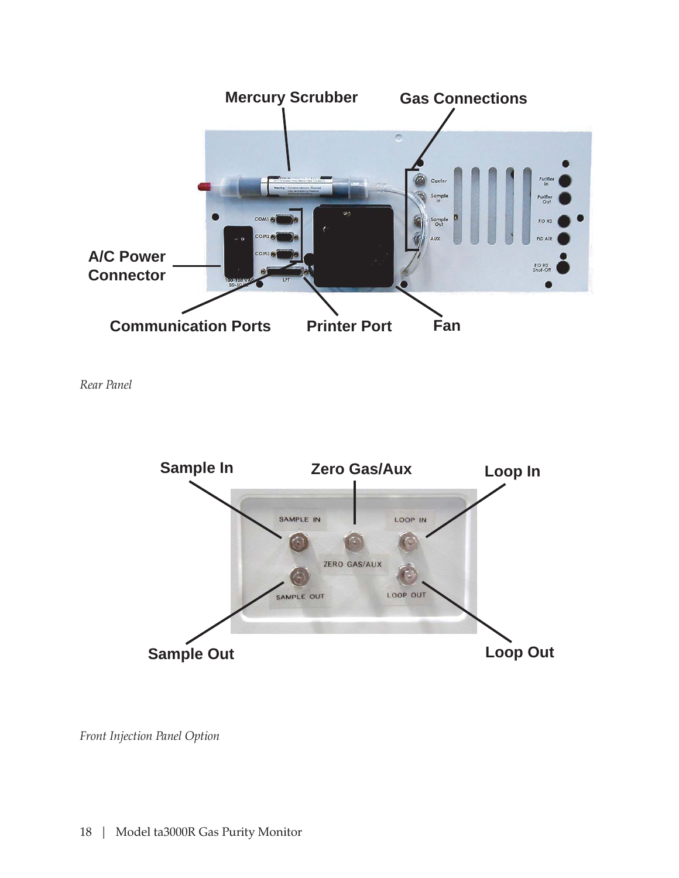Mercury Scrubber

Gas Connections

A/C Power Connector

Communication Ports

Printer Port

Fan

*Rear Panel*

Sample In

Zero Gas/Aux

Loop In

Sample Out

Loop Out

*Front Injection Panel Option*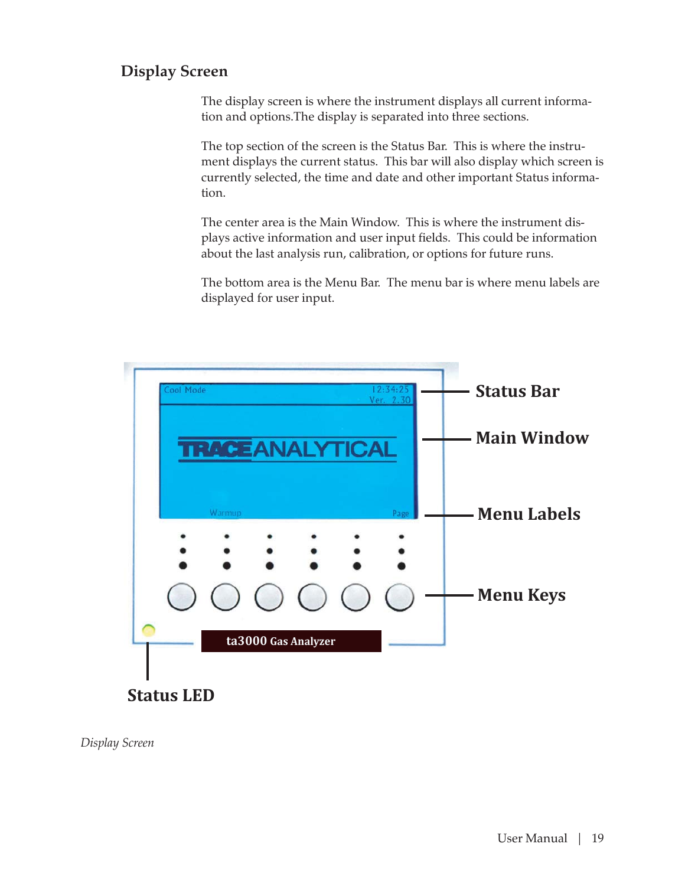## Display Screen

The display screen is where the instrument displays all current information and options.The display is separated into three sections.

The top section of the screen is the Status Bar. This is where the instrument displays the current status. This bar will also display which screen is currently selected, the time and date and other important Status information.

The center area is the Main Window. This is where the instrument displays active information and user input fields. This could be information about the last analysis run, calibration, or options for future runs.

The bottom area is the Menu Bar. The menu bar is where menu labels are displayed for user input.

Status Bar

Main Window

Menu Labels

Menu Keys

Status LED

*Display Screen*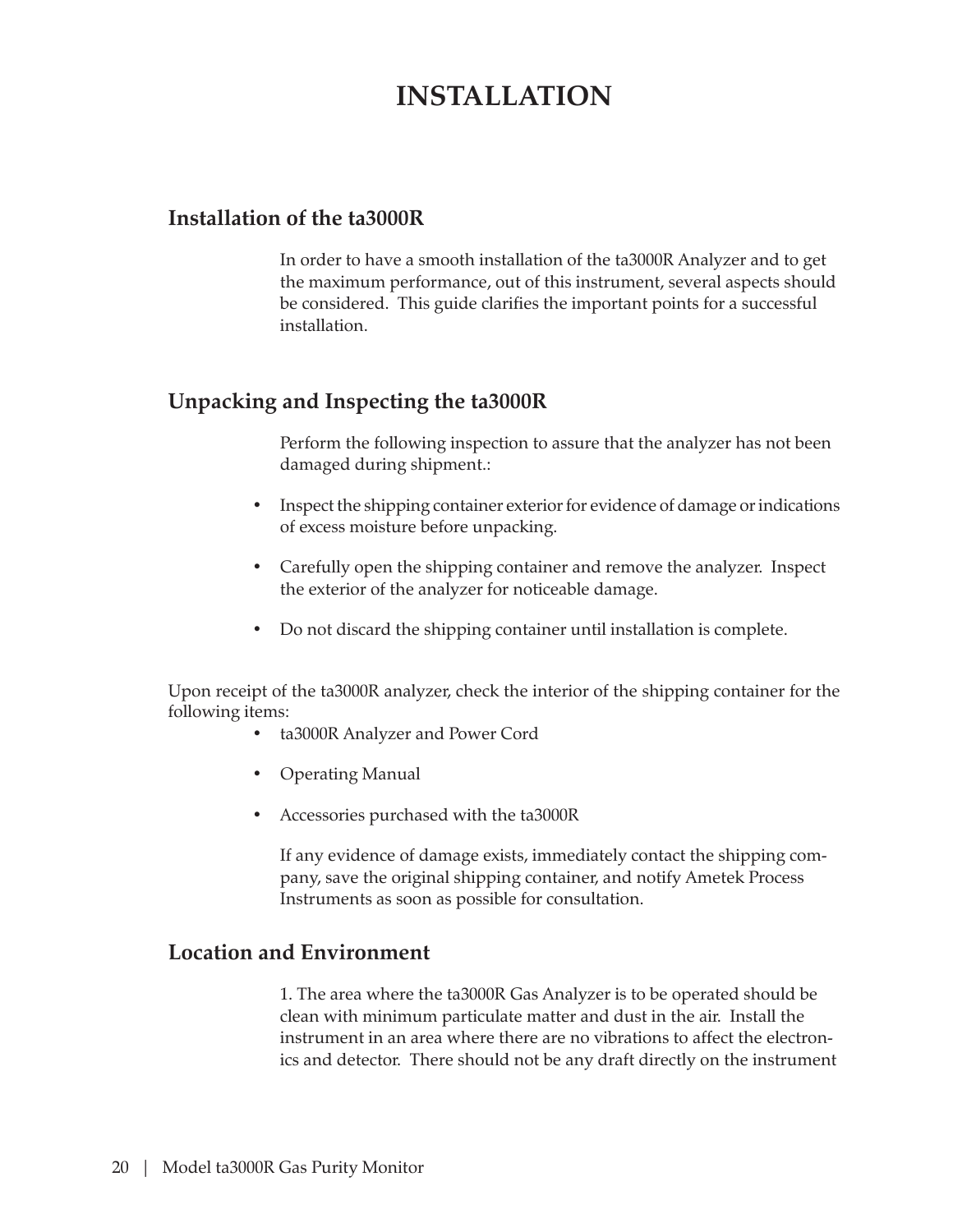# INSTALLATION

## Installation of the ta3000R

In order to have a smooth installation of the ta3000R Analyzer and to get the maximum performance, out of this instrument, several aspects should be considered. This guide clarifies the important points for a successful installation.

## Unpacking and Inspecting the ta3000R

Perform the following inspection to assure that the analyzer has not been damaged during shipment.:

- Inspect the shipping container exterior for evidence of damage or indications of excess moisture before unpacking.
- Carefully open the shipping container and remove the analyzer. Inspect the exterior of the analyzer for noticeable damage.
- Do not discard the shipping container until installation is complete.

Upon receipt of the ta3000R analyzer, check the interior of the shipping container for the following items:

- ta3000R Analyzer and Power Cord
- Operating Manual
- Accessories purchased with the ta3000R

If any evidence of damage exists, immediately contact the shipping company, save the original shipping container, and notify Ametek Process Instruments as soon as possible for consultation.

## Location and Environment

1. The area where the ta3000R Gas Analyzer is to be operated should be clean with minimum particulate matter and dust in the air. Install the instrument in an area where there are no vibrations to affect the electronics and detector. There should not be any draft directly on the instrument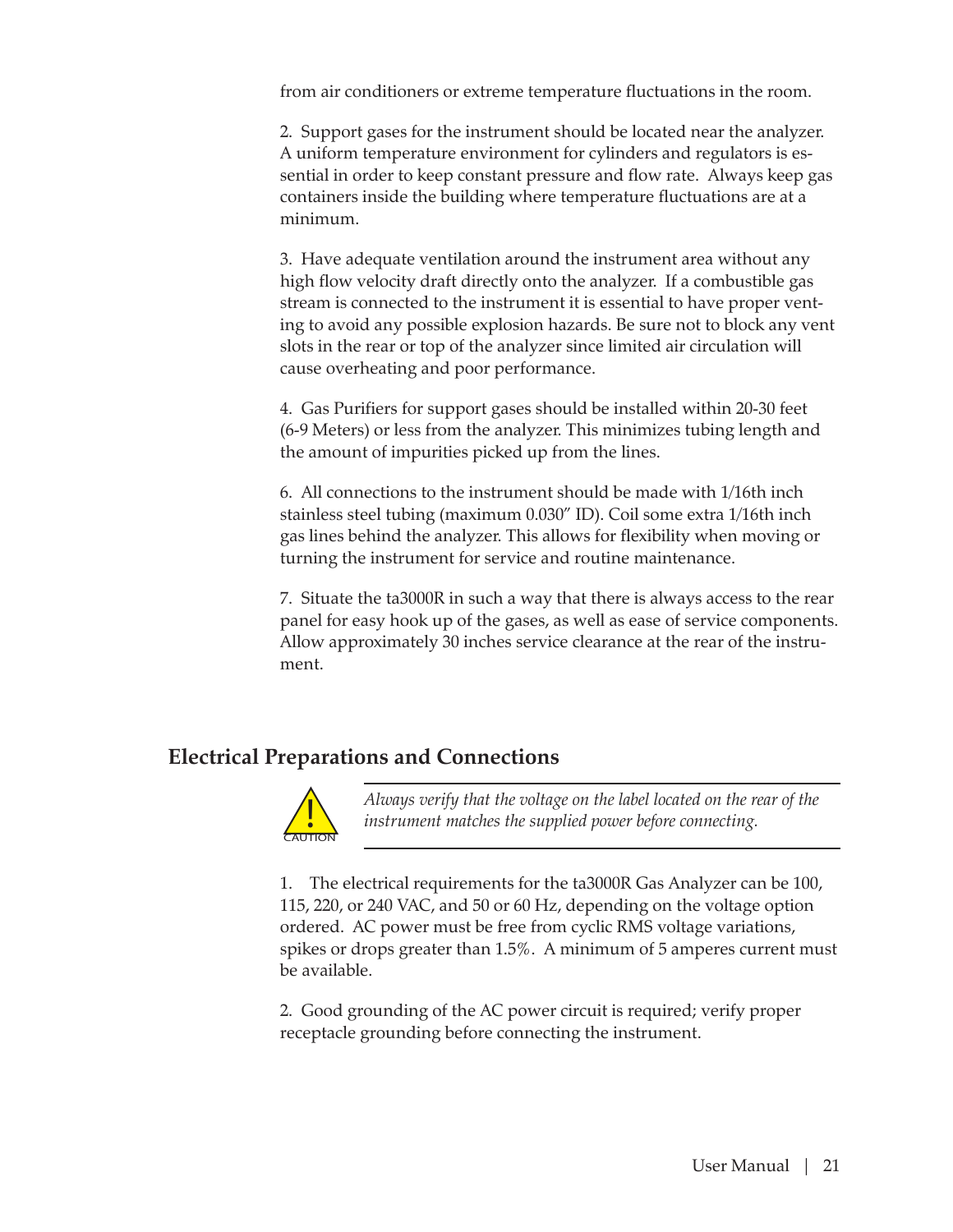from air conditioners or extreme temperature fluctuations in the room.

2. Support gases for the instrument should be located near the analyzer. A uniform temperature environment for cylinders and regulators is essential in order to keep constant pressure and flow rate. Always keep gas containers inside the building where temperature fluctuations are at a minimum.

3. Have adequate ventilation around the instrument area without any high flow velocity draft directly onto the analyzer. If a combustible gas stream is connected to the instrument it is essential to have proper venting to avoid any possible explosion hazards. Be sure not to block any vent slots in the rear or top of the analyzer since limited air circulation will cause overheating and poor performance.

4. Gas Purifiers for support gases should be installed within 20-30 feet (6-9 Meters) or less from the analyzer. This minimizes tubing length and the amount of impurities picked up from the lines.

6. All connections to the instrument should be made with 1/16th inch stainless steel tubing (maximum 0.030" ID). Coil some extra 1/16th inch gas lines behind the analyzer. This allows for flexibility when moving or turning the instrument for service and routine maintenance.

7. Situate the ta3000R in such a way that there is always access to the rear panel for easy hook up of the gases, as well as ease of service components. Allow approximately 30 inches service clearance at the rear of the instrument.

## Electrical Preparations and Connections

CAUTION

*Always verify that the voltage on the label located on the rear of the instrument matches the supplied power before connecting.*

1. The electrical requirements for the ta3000R Gas Analyzer can be 100, 115, 220, or 240 VAC, and 50 or 60 Hz, depending on the voltage option ordered. AC power must be free from cyclic RMS voltage variations, spikes or drops greater than 1.5%. A minimum of 5 amperes current must be available.

2. Good grounding of the AC power circuit is required; verify proper receptacle grounding before connecting the instrument.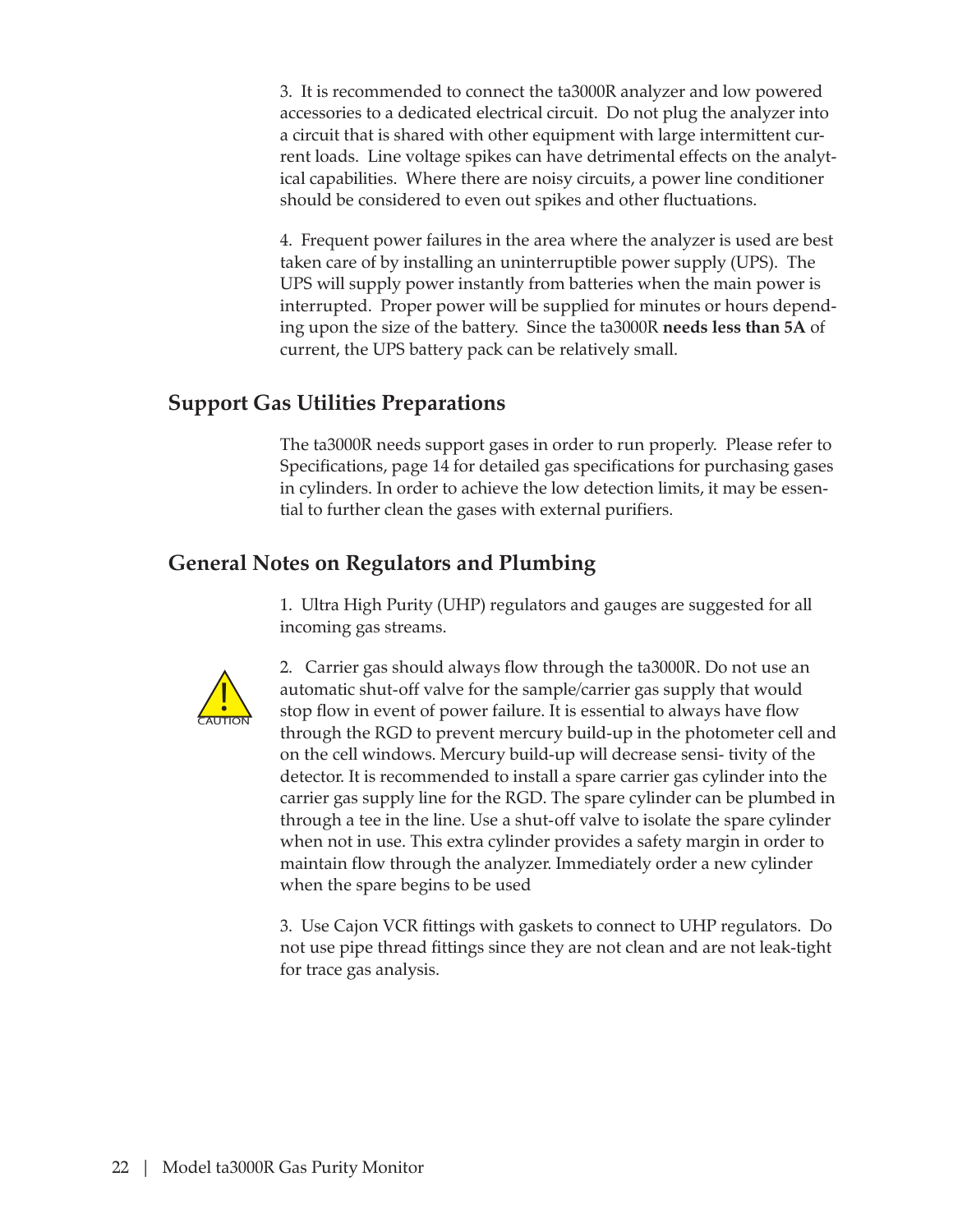3. It is recommended to connect the ta3000R analyzer and low powered accessories to a dedicated electrical circuit. Do not plug the analyzer into a circuit that is shared with other equipment with large intermittent current loads. Line voltage spikes can have detrimental effects on the analytical capabilities. Where there are noisy circuits, a power line conditioner should be considered to even out spikes and other fluctuations.

4. Frequent power failures in the area where the analyzer is used are best taken care of by installing an uninterruptible power supply (UPS). The UPS will supply power instantly from batteries when the main power is interrupted. Proper power will be supplied for minutes or hours depending upon the size of the battery. Since the ta3000R **needs less than 5A** of current, the UPS battery pack can be relatively small.

## Support Gas Utilities Preparations

The ta3000R needs support gases in order to run properly. Please refer to Specifications, page 14 for detailed gas specifications for purchasing gases in cylinders. In order to achieve the low detection limits, it may be essential to further clean the gases with external purifiers.

## General Notes on Regulators and Plumbing

1. Ultra High Purity (UHP) regulators and gauges are suggested for all incoming gas streams.

CAUTION

2. Carrier gas should always flow through the ta3000R. Do not use an automatic shut-off valve for the sample/carrier gas supply that would stop flow in event of power failure. It is essential to always have flow through the RGD to prevent mercury build-up in the photometer cell and on the cell windows. Mercury build-up will decrease sensi- tivity of the detector. It is recommended to install a spare carrier gas cylinder into the carrier gas supply line for the RGD. The spare cylinder can be plumbed in through a tee in the line. Use a shut-off valve to isolate the spare cylinder when not in use. This extra cylinder provides a safety margin in order to maintain flow through the analyzer. Immediately order a new cylinder when the spare begins to be used

3. Use Cajon VCR fittings with gaskets to connect to UHP regulators. Do not use pipe thread fittings since they are not clean and are not leak-tight for trace gas analysis.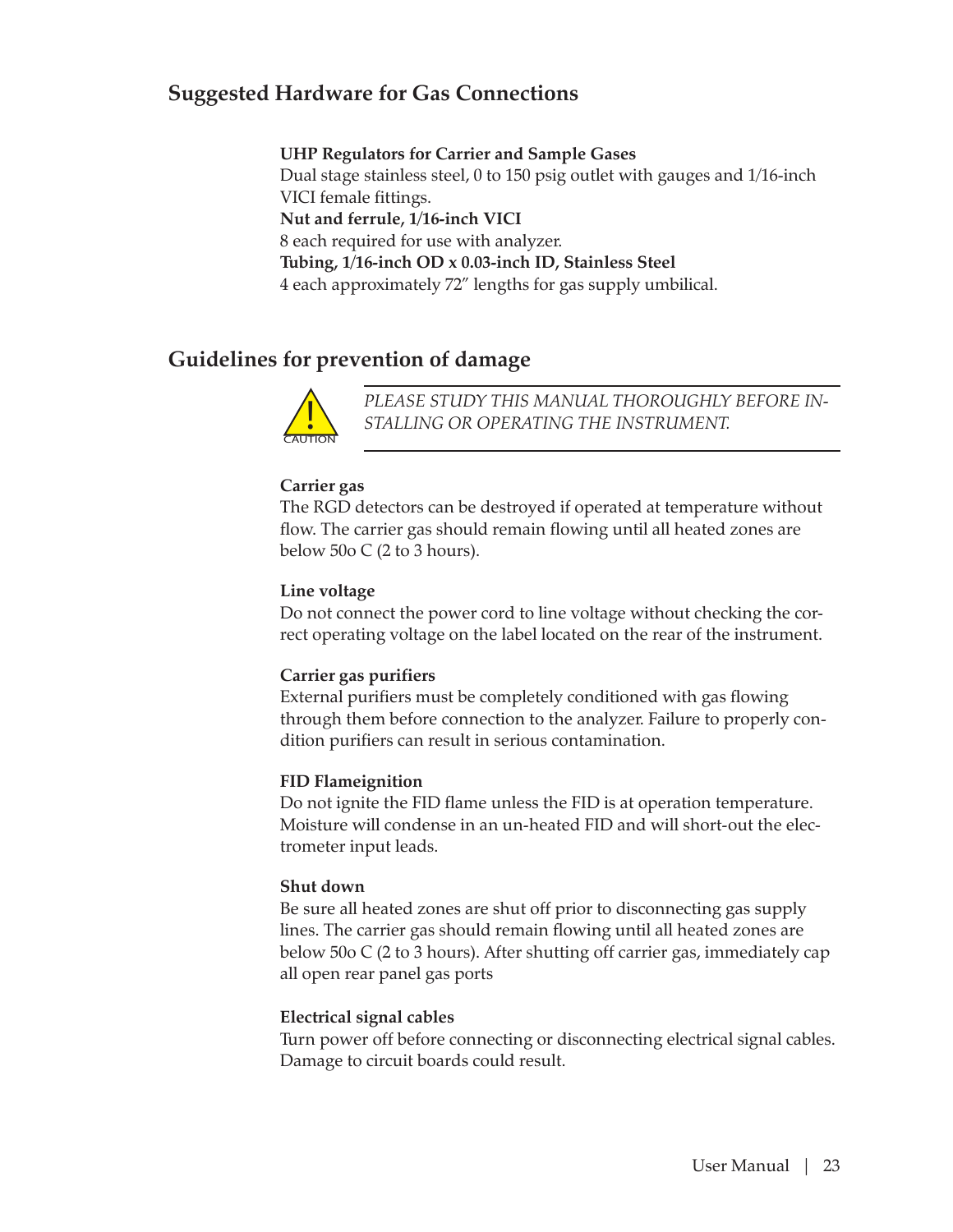## Suggested Hardware for Gas Connections

**UHP Regulators for Carrier and Sample Gases**
Dual stage stainless steel, 0 to 150 psig outlet with gauges and 1/16-inch VICI female fittings.
**Nut and ferrule, 1/16-inch VICI**
8 each required for use with analyzer.
**Tubing, 1/16-inch OD x 0.03-inch ID, Stainless Steel**
4 each approximately 72″ lengths for gas supply umbilical.

## Guidelines for prevention of damage

CAUTION

*PLEASE STUDY THIS MANUAL THOROUGHLY BEFORE INSTALLING OR OPERATING THE INSTRUMENT.*

**Carrier gas**
The RGD detectors can be destroyed if operated at temperature without flow. The carrier gas should remain flowing until all heated zones are below 50o C (2 to 3 hours).

**Line voltage**
Do not connect the power cord to line voltage without checking the correct operating voltage on the label located on the rear of the instrument.

**Carrier gas purifiers**
External purifiers must be completely conditioned with gas flowing through them before connection to the analyzer. Failure to properly condition purifiers can result in serious contamination.

**FID Flameignition**
Do not ignite the FID flame unless the FID is at operation temperature. Moisture will condense in an un-heated FID and will short-out the electrometer input leads.

**Shut down**
Be sure all heated zones are shut off prior to disconnecting gas supply lines. The carrier gas should remain flowing until all heated zones are below 50o C (2 to 3 hours). After shutting off carrier gas, immediately cap all open rear panel gas ports

**Electrical signal cables**
Turn power off before connecting or disconnecting electrical signal cables. Damage to circuit boards could result.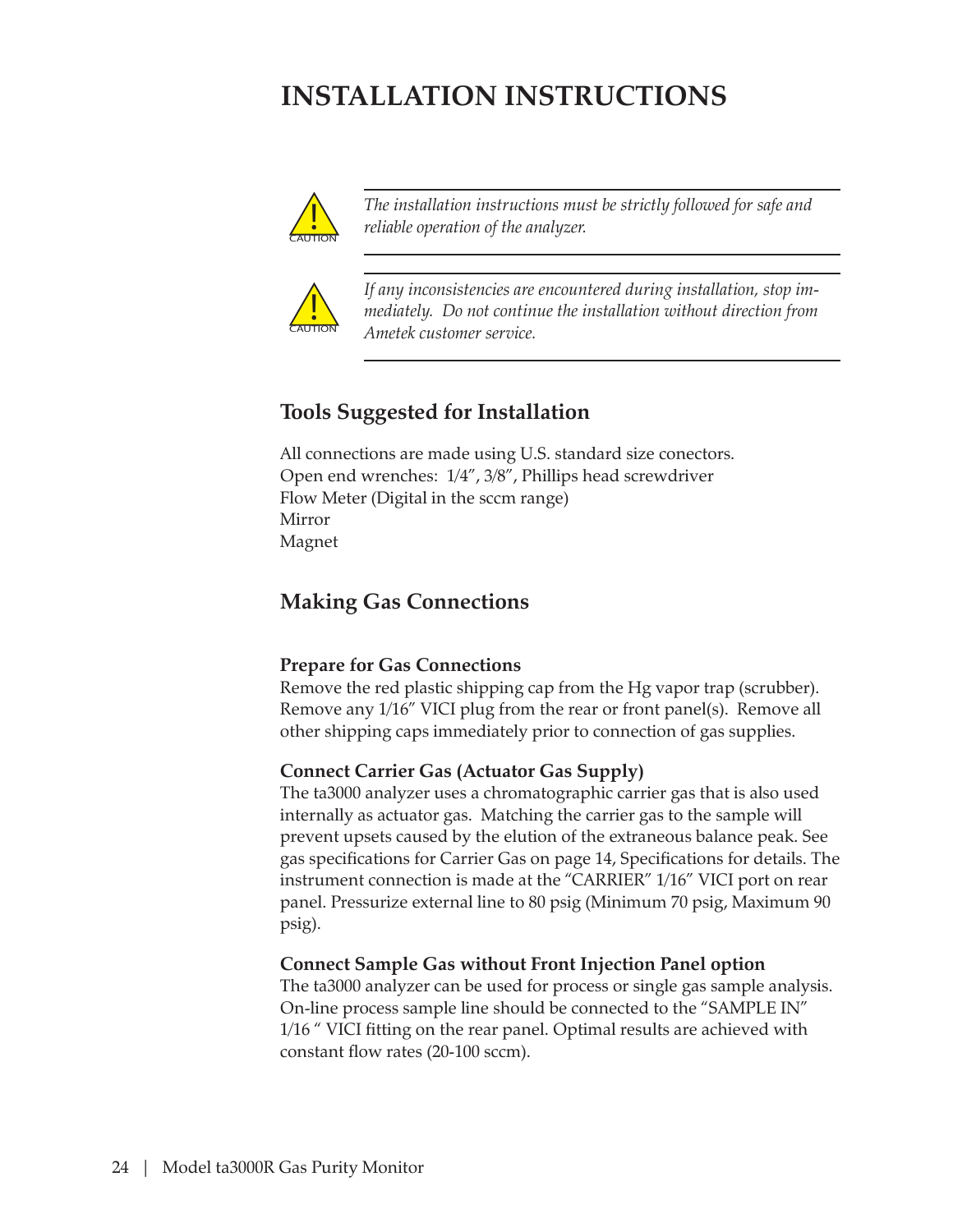# INSTALLATION INSTRUCTIONS

**CAUTION** — *The installation instructions must be strictly followed for safe and reliable operation of the analyzer.*

**CAUTION** — *If any inconsistencies are encountered during installation, stop immediately. Do not continue the installation without direction from Ametek customer service.*

## Tools Suggested for Installation

All connections are made using U.S. standard size conectors.
Open end wrenches: 1/4”, 3/8”, Phillips head screwdriver
Flow Meter (Digital in the sccm range)
Mirror
Magnet

## Making Gas Connections

### Prepare for Gas Connections

Remove the red plastic shipping cap from the Hg vapor trap (scrubber). Remove any 1/16” VICI plug from the rear or front panel(s). Remove all other shipping caps immediately prior to connection of gas supplies.

### Connect Carrier Gas (Actuator Gas Supply)

The ta3000 analyzer uses a chromatographic carrier gas that is also used internally as actuator gas. Matching the carrier gas to the sample will prevent upsets caused by the elution of the extraneous balance peak. See gas specifications for Carrier Gas on page 14, Specifications for details. The instrument connection is made at the “CARRIER” 1/16” VICI port on rear panel. Pressurize external line to 80 psig (Minimum 70 psig, Maximum 90 psig).

### Connect Sample Gas without Front Injection Panel option

The ta3000 analyzer can be used for process or single gas sample analysis. On-line process sample line should be connected to the “SAMPLE IN” 1/16 “ VICI fitting on the rear panel. Optimal results are achieved with constant flow rates (20-100 sccm).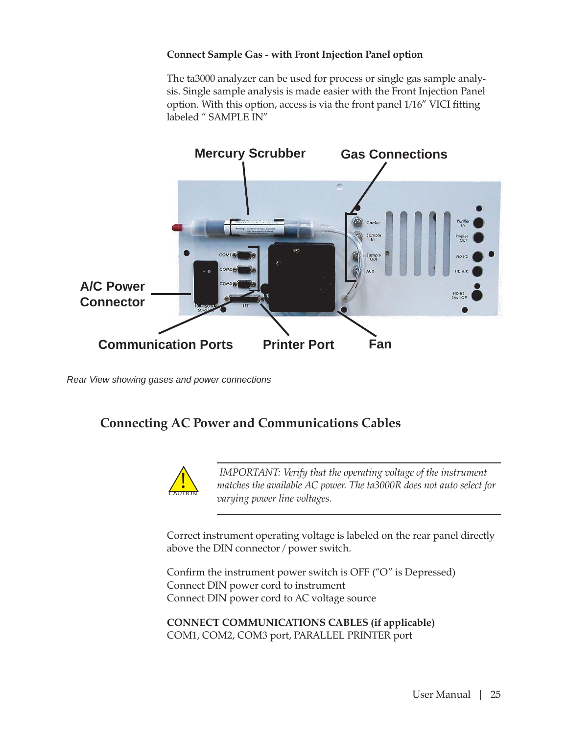**Connect Sample Gas - with Front Injection Panel option**

The ta3000 analyzer can be used for process or single gas sample analysis. Single sample analysis is made easier with the Front Injection Panel option. With this option, access is via the front panel 1/16" VICI fitting labeled " SAMPLE IN"

Mercury Scrubber

Gas Connections

A/C Power Connector

Communication Ports

Printer Port

Fan

*Rear View showing gases and power connections*

## Connecting AC Power and Communications Cables

CAUTION

*IMPORTANT: Verify that the operating voltage of the instrument matches the available AC power. The ta3000R does not auto select for varying power line voltages.*

Correct instrument operating voltage is labeled on the rear panel directly above the DIN connector / power switch.

Confirm the instrument power switch is OFF ("O" is Depressed)
Connect DIN power cord to instrument
Connect DIN power cord to AC voltage source

**CONNECT COMMUNICATIONS CABLES (if applicable)**
COM1, COM2, COM3 port, PARALLEL PRINTER port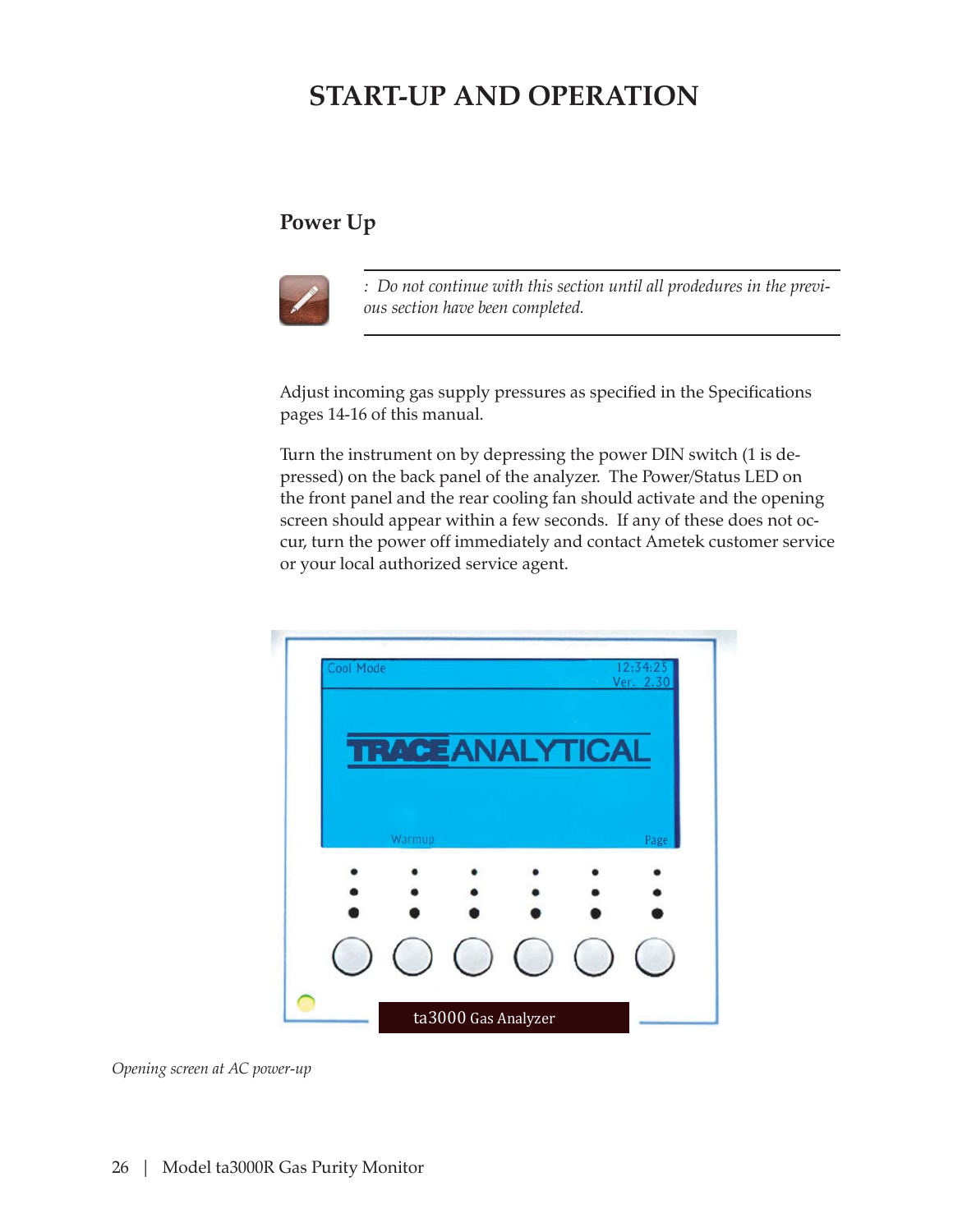# START-UP AND OPERATION

## Power Up

*: Do not continue with this section until all prodedures in the previous section have been completed.*

Adjust incoming gas supply pressures as specified in the Specifications pages 14-16 of this manual.

Turn the instrument on by depressing the power DIN switch (1 is depressed) on the back panel of the analyzer. The Power/Status LED on the front panel and the rear cooling fan should activate and the opening screen should appear within a few seconds. If any of these does not occur, turn the power off immediately and contact Ametek customer service or your local authorized service agent.

*Opening screen at AC power-up*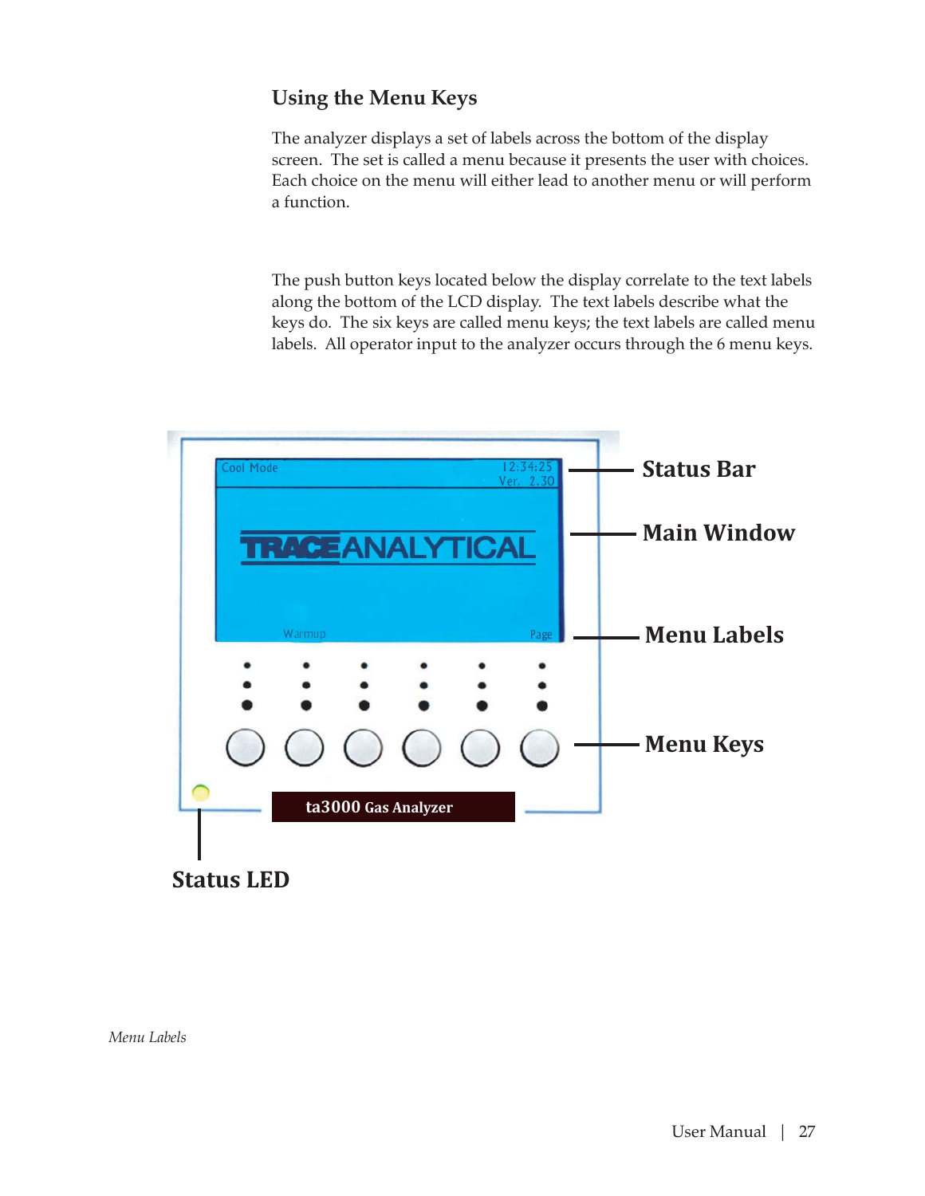## Using the Menu Keys

The analyzer displays a set of labels across the bottom of the display screen. The set is called a menu because it presents the user with choices. Each choice on the menu will either lead to another menu or will perform a function.

The push button keys located below the display correlate to the text labels along the bottom of the LCD display. The text labels describe what the keys do. The six keys are called menu keys; the text labels are called menu labels. All operator input to the analyzer occurs through the 6 menu keys.

Cool Mode 12:34:25 Ver. 2.30

TRACE ANALYTICAL

Warmup Page

ta3000 Gas Analyzer

**Status Bar**

**Main Window**

**Menu Labels**

**Menu Keys**

**Status LED**

*Menu Labels*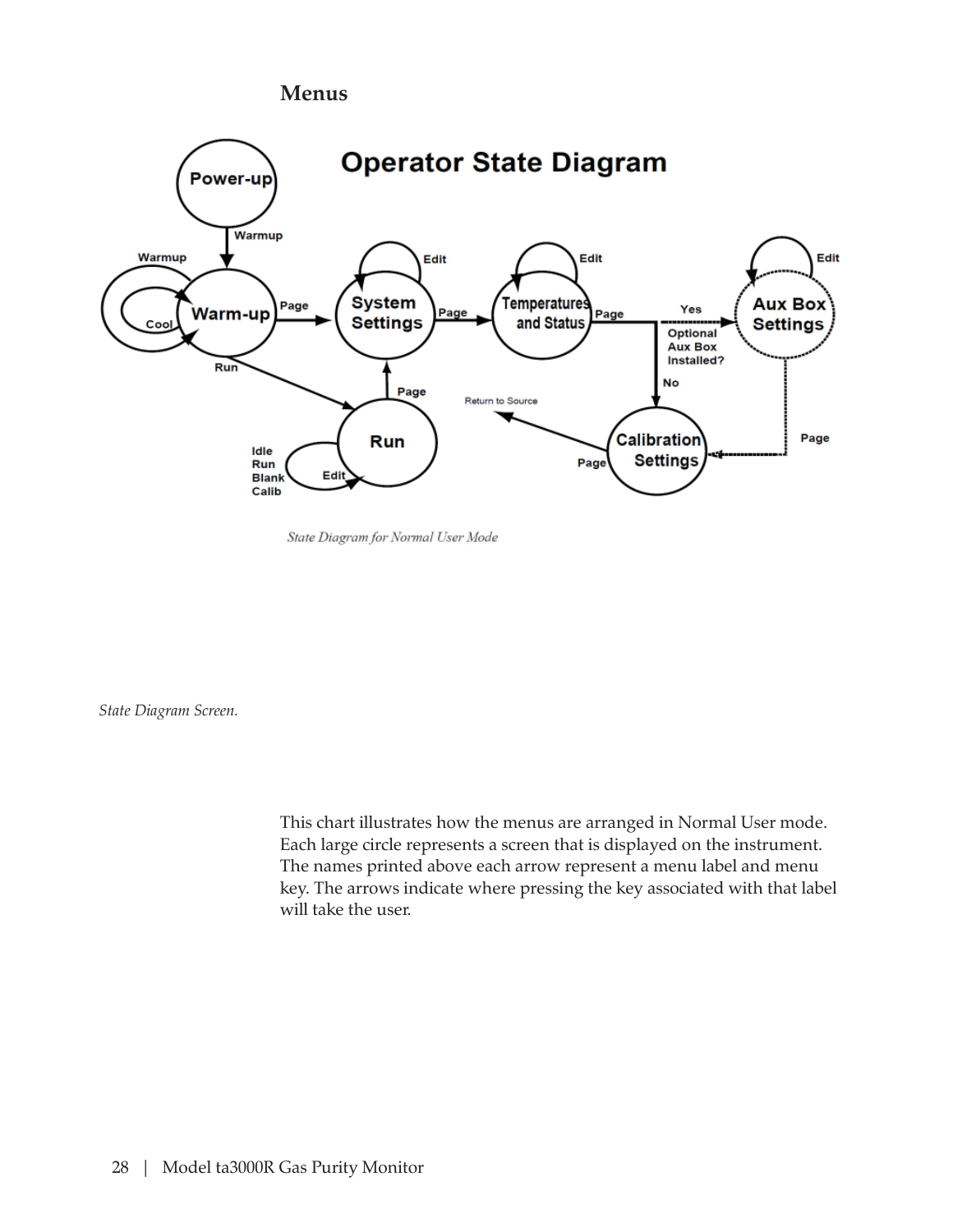## Menus

State Diagram for Normal User Mode

*State Diagram Screen.*

This chart illustrates how the menus are arranged in Normal User mode. Each large circle represents a screen that is displayed on the instrument. The names printed above each arrow represent a menu label and menu key. The arrows indicate where pressing the key associated with that label will take the user.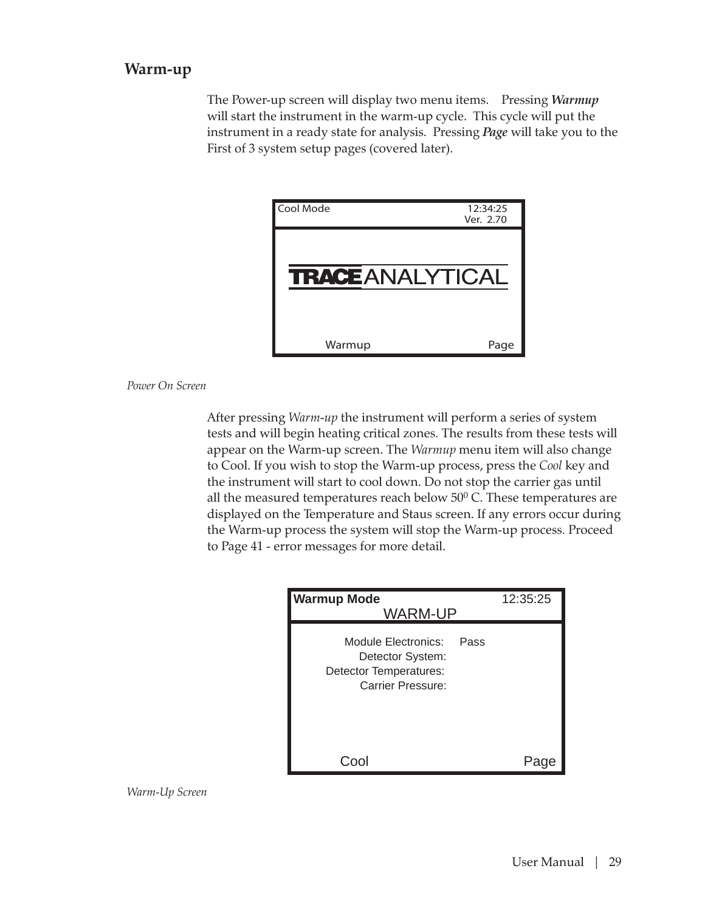## Warm-up

The Power-up screen will display two menu items. Pressing ***Warmup*** will start the instrument in the warm-up cycle. This cycle will put the instrument in a ready state for analysis. Pressing ***Page*** will take you to the First of 3 system setup pages (covered later).

```
Cool Mode                              12:34:25
                                       Ver.  2.70

           TRACE ANALYTICAL

        Warmup                              Page
```

*Power On Screen*

After pressing *Warm-up* the instrument will perform a series of system tests and will begin heating critical zones. The results from these tests will appear on the Warm-up screen. The *Warmup* menu item will also change to Cool. If you wish to stop the Warm-up process, press the *Cool* key and the instrument will start to cool down. Do not stop the carrier gas until all the measured temperatures reach below $50^{0}$ C. These temperatures are displayed on the Temperature and Staus screen. If any errors occur during the Warm-up process the system will stop the Warm-up process. Proceed to Page 41 - error messages for more detail.

```
Warmup Mode                            12:35:25
                 WARM-UP

         Module Electronics:    Pass
            Detector System:
     Detector Temperatures:
           Carrier Pressure:

        Cool                                Page
```

*Warm-Up Screen*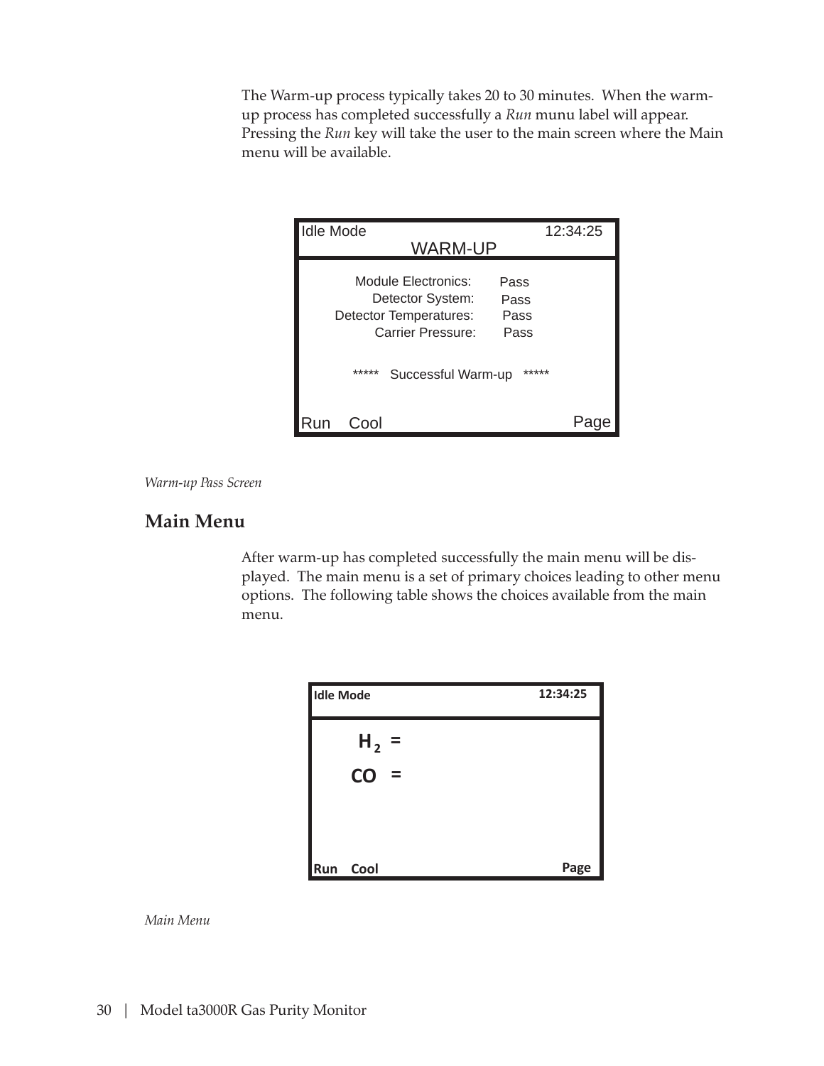The Warm-up process typically takes 20 to 30 minutes. When the warm-up process has completed successfully a *Run* munu label will appear. Pressing the *Run* key will take the user to the main screen where the Main menu will be available.

```
Idle Mode                                  12:34:25
                  WARM-UP

        Module Electronics:    Pass
           Detector System:    Pass
    Detector Temperatures:     Pass
          Carrier Pressure:    Pass

      *****  Successful Warm-up  *****

Run   Cool                                  Page
```

*Warm-up Pass Screen*

## Main Menu

After warm-up has completed successfully the main menu will be displayed. The main menu is a set of primary choices leading to other menu options. The following table shows the choices available from the main menu.

```
Idle Mode                                  12:34:25

     H2  =

     CO  =

Run   Cool                                  Page
```

*Main Menu*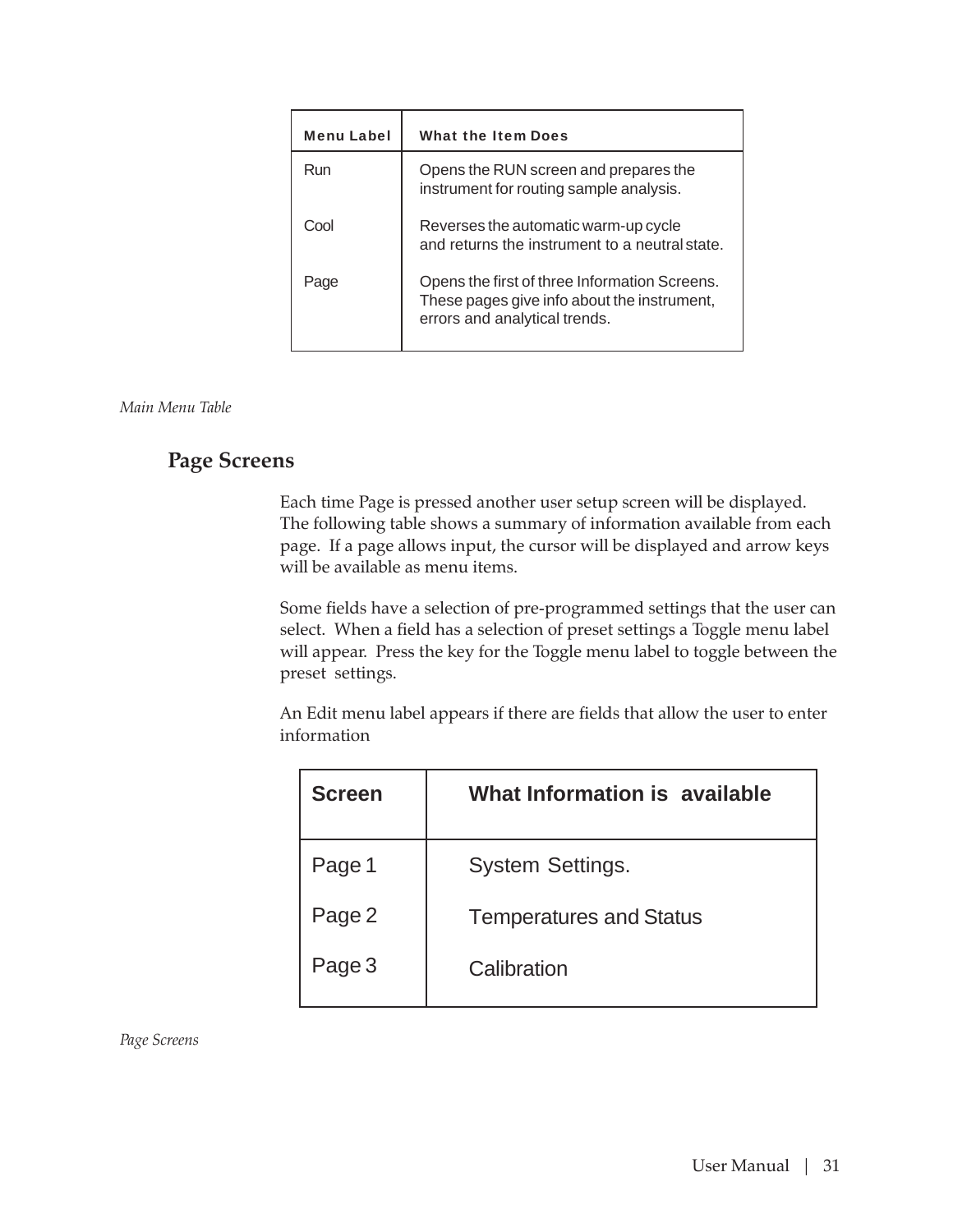| Menu Label | What the Item Does |
| --- | --- |
| Run | Opens the RUN screen and prepares the instrument for routing sample analysis. |
| Cool | Reverses the automatic warm-up cycle and returns the instrument to a neutral state. |
| Page | Opens the first of three Information Screens. These pages give info about the instrument, errors and analytical trends. |

*Main Menu Table*

## Page Screens

Each time Page is pressed another user setup screen will be displayed. The following table shows a summary of information available from each page. If a page allows input, the cursor will be displayed and arrow keys will be available as menu items.

Some fields have a selection of pre-programmed settings that the user can select. When a field has a selection of preset settings a Toggle menu label will appear. Press the key for the Toggle menu label to toggle between the preset settings.

An Edit menu label appears if there are fields that allow the user to enter information

| Screen | What Information is available |
| --- | --- |
| Page 1 | System Settings. |
| Page 2 | Temperatures and Status |
| Page 3 | Calibration |

*Page Screens*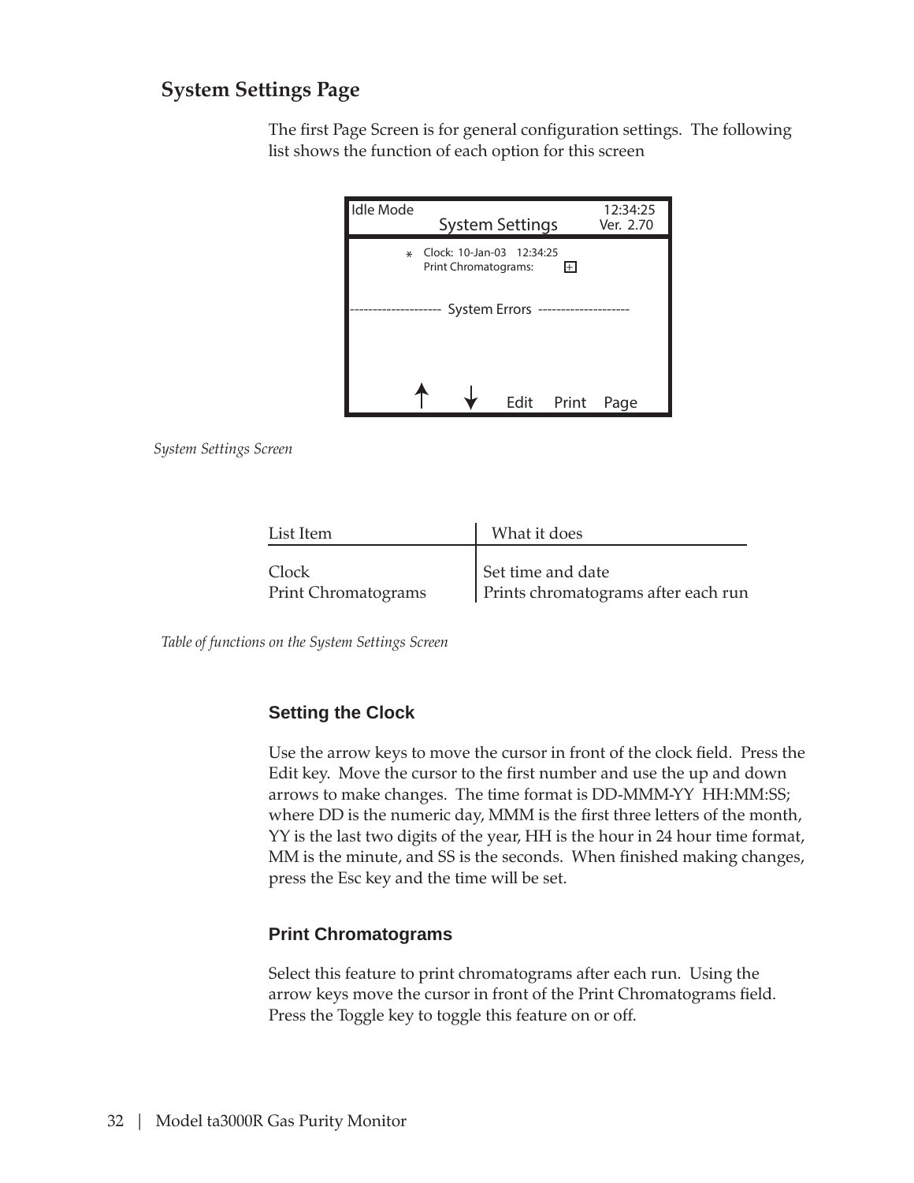## System Settings Page

The first Page Screen is for general configuration settings. The following list shows the function of each option for this screen

```
Idle Mode                                12:34:25
                 System Settings         Ver. 2.70

          *  Clock:  10-Jan-03   12:34:25
             Print Chromatograms:        [+]

-------------------- System Errors --------------------



          ↑        ↓       Edit    Print    Page
```

*System Settings Screen*

| List Item | What it does |
|---|---|
| Clock | Set time and date |
| Print Chromatograms | Prints chromatograms after each run |

*Table of functions on the System Settings Screen*

### Setting the Clock

Use the arrow keys to move the cursor in front of the clock field. Press the Edit key. Move the cursor to the first number and use the up and down arrows to make changes. The time format is DD-MMM-YY HH:MM:SS; where DD is the numeric day, MMM is the first three letters of the month, YY is the last two digits of the year, HH is the hour in 24 hour time format, MM is the minute, and SS is the seconds. When finished making changes, press the Esc key and the time will be set.

### Print Chromatograms

Select this feature to print chromatograms after each run. Using the arrow keys move the cursor in front of the Print Chromatograms field. Press the Toggle key to toggle this feature on or off.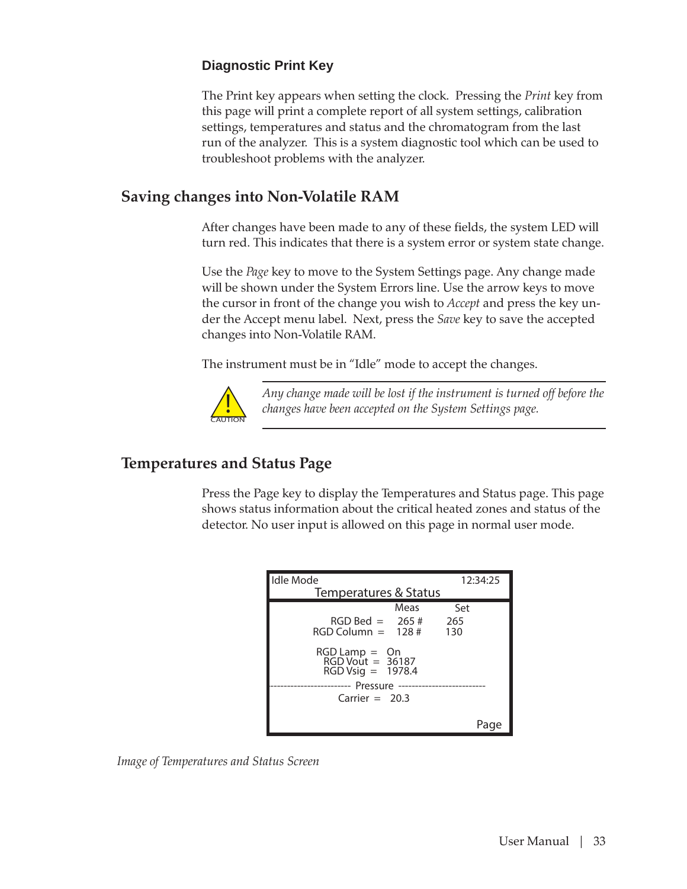### Diagnostic Print Key

The Print key appears when setting the clock. Pressing the *Print* key from this page will print a complete report of all system settings, calibration settings, temperatures and status and the chromatogram from the last run of the analyzer. This is a system diagnostic tool which can be used to troubleshoot problems with the analyzer.

## Saving changes into Non-Volatile RAM

After changes have been made to any of these fields, the system LED will turn red. This indicates that there is a system error or system state change.

Use the *Page* key to move to the System Settings page. Any change made will be shown under the System Errors line. Use the arrow keys to move the cursor in front of the change you wish to *Accept* and press the key under the Accept menu label. Next, press the *Save* key to save the accepted changes into Non-Volatile RAM.

The instrument must be in “Idle” mode to accept the changes.

CAUTION

*Any change made will be lost if the instrument is turned off before the changes have been accepted on the System Settings page.*

## Temperatures and Status Page

Press the Page key to display the Temperatures and Status page. This page shows status information about the critical heated zones and status of the detector. No user input is allowed on this page in normal user mode.

```
Idle Mode                                12:34:25
              Temperatures & Status
                          Meas        Set
        RGD Bed =        265 #       265
     RGD Column =        128 #       130

        RGD Lamp =  On
         RGD Vout =  36187
         RGD Vsig =  1978.4
----------------------- Pressure ------------------------
           Carrier =  20.3

                                              Page
```

*Image of Temperatures and Status Screen*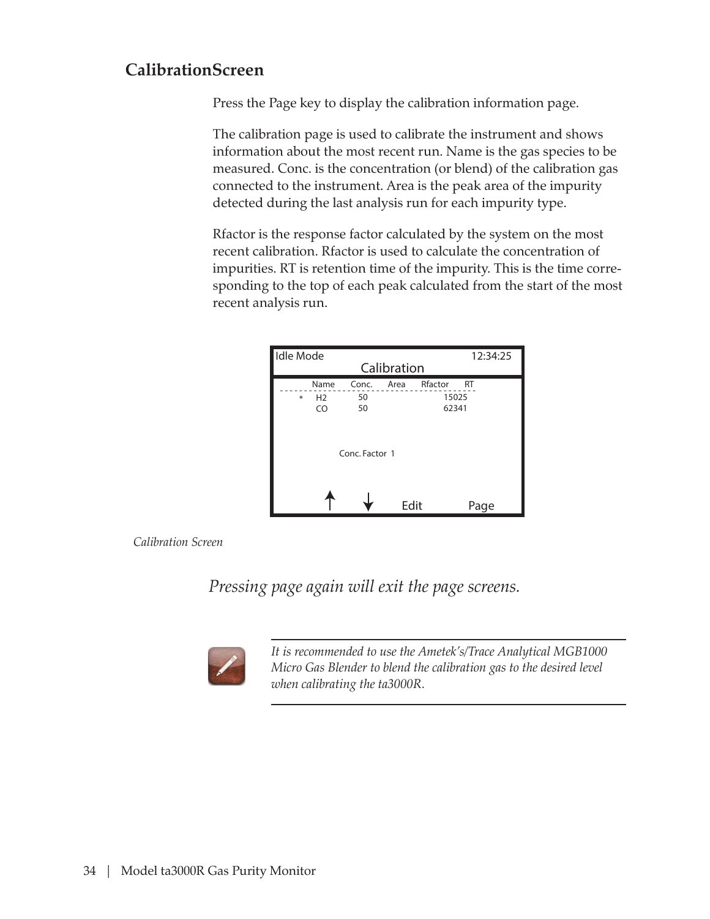## CalibrationScreen

Press the Page key to display the calibration information page.

The calibration page is used to calibrate the instrument and shows information about the most recent run. Name is the gas species to be measured. Conc. is the concentration (or blend) of the calibration gas connected to the instrument. Area is the peak area of the impurity detected during the last analysis run for each impurity type.

Rfactor is the response factor calculated by the system on the most recent calibration. Rfactor is used to calculate the concentration of impurities. RT is retention time of the impurity. This is the time corresponding to the top of each peak calculated from the start of the most recent analysis run.

```
Idle Mode                                  12:34:25
                  Calibration
      Name    Conc.    Area    Rfactor    RT
  *   H2      50                15025
      CO      50                62341

              Conc. Factor  1

        ↑        ↓       Edit         Page
```

*Calibration Screen*

*Pressing page again will exit the page screens.*

---

*It is recommended to use the Ametek's/Trace Analytical MGB1000 Micro Gas Blender to blend the calibration gas to the desired level when calibrating the ta3000R.*

---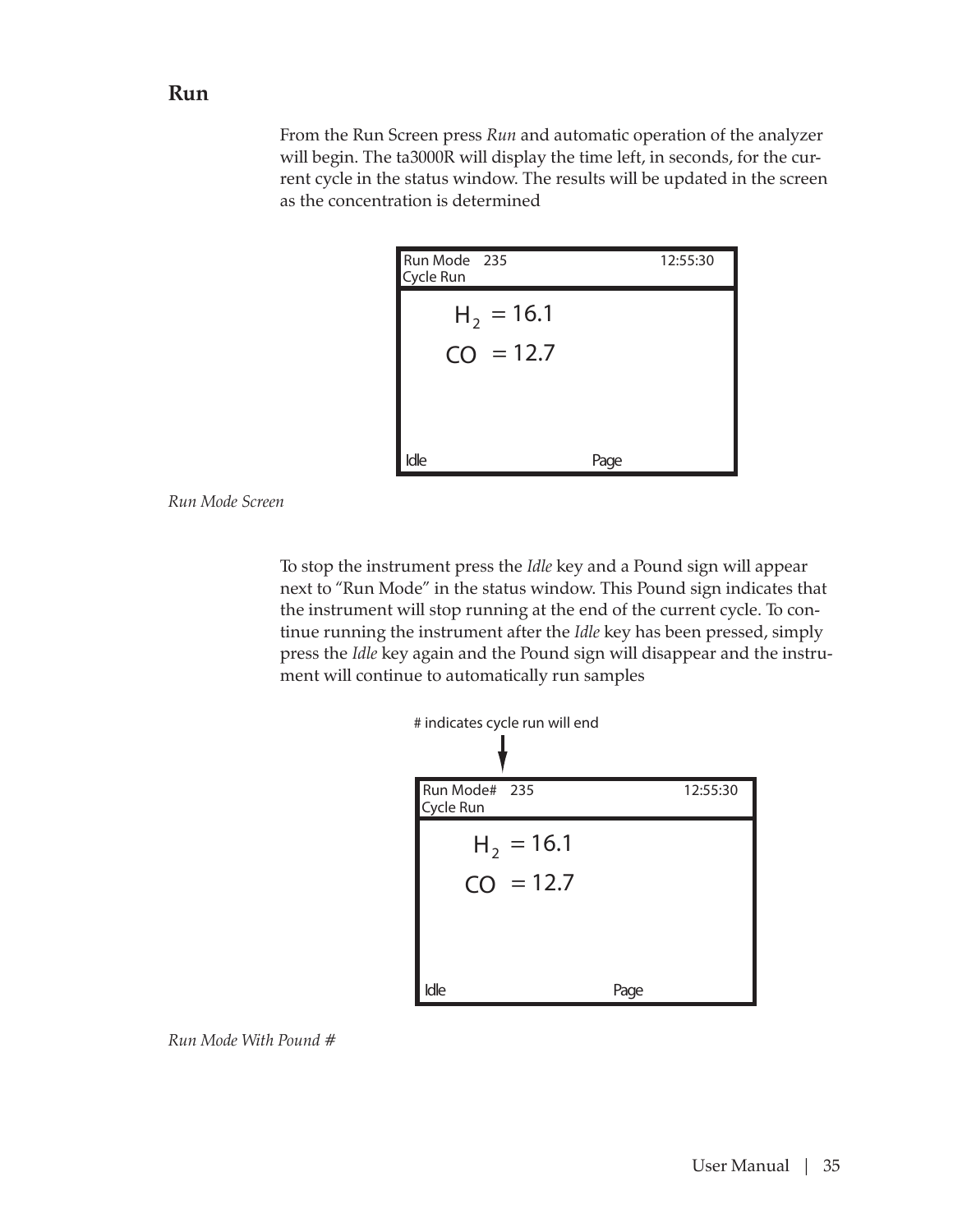## Run

From the Run Screen press *Run* and automatic operation of the analyzer will begin. The ta3000R will display the time left, in seconds, for the current cycle in the status window. The results will be updated in the screen as the concentration is determined

```
Run Mode    235                      12:55:30
Cycle Run

        H2  = 16.1
        CO  = 12.7

Idle                     Page
```

*Run Mode Screen*

To stop the instrument press the *Idle* key and a Pound sign will appear next to "Run Mode" in the status window. This Pound sign indicates that the instrument will stop running at the end of the current cycle. To continue running the instrument after the *Idle* key has been pressed, simply press the *Idle* key again and the Pound sign will disappear and the instrument will continue to automatically run samples

# indicates cycle run will end

```
Run Mode#   235                      12:55:30
Cycle Run

        H2  = 16.1
        CO  = 12.7

Idle                     Page
```

*Run Mode With Pound #*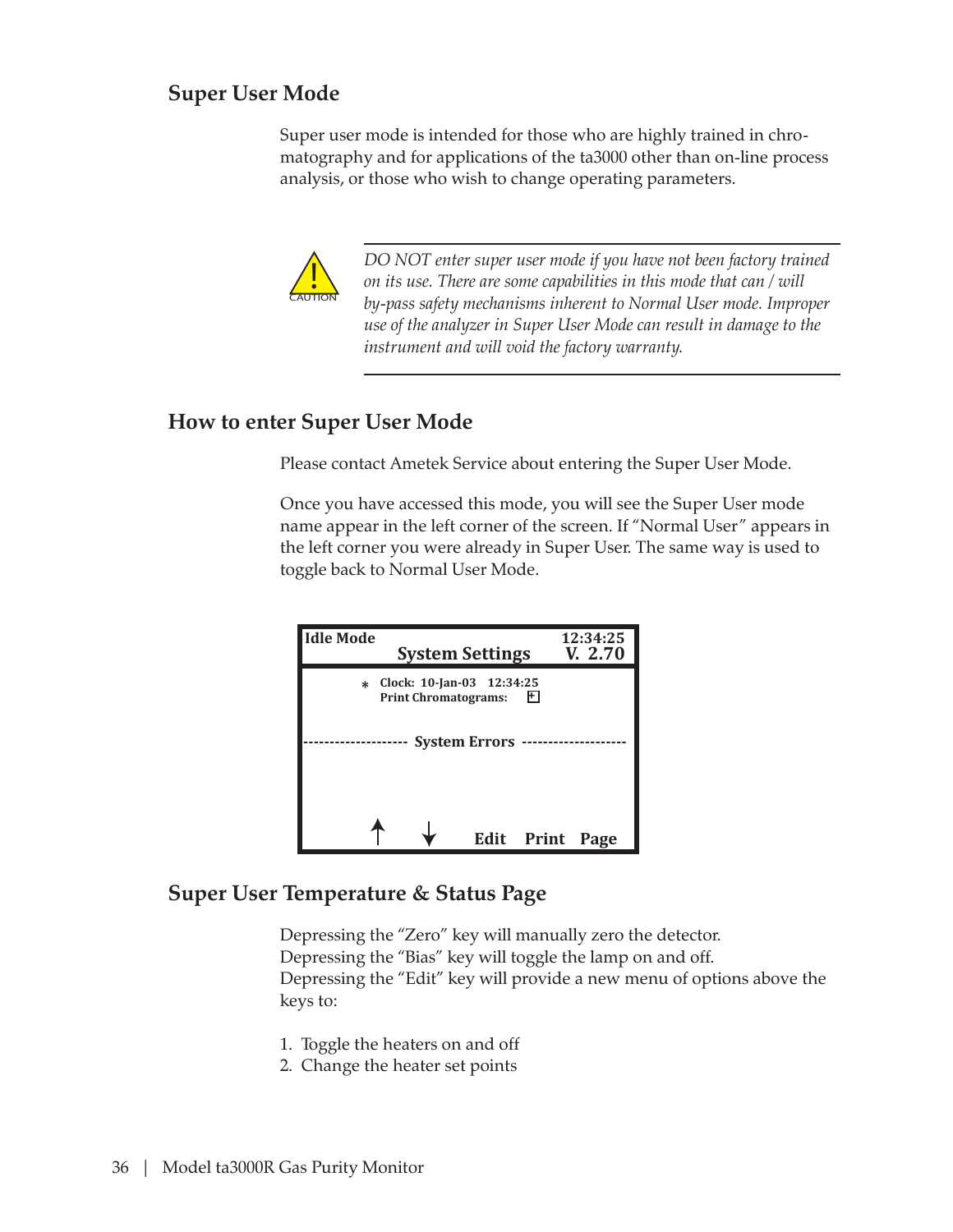## Super User Mode

Super user mode is intended for those who are highly trained in chromatography and for applications of the ta3000 other than on-line process analysis, or those who wish to change operating parameters.

CAUTION

*DO NOT enter super user mode if you have not been factory trained on its use. There are some capabilities in this mode that can / will by-pass safety mechanisms inherent to Normal User mode. Improper use of the analyzer in Super User Mode can result in damage to the instrument and will void the factory warranty.*

## How to enter Super User Mode

Please contact Ametek Service about entering the Super User Mode.

Once you have accessed this mode, you will see the Super User mode name appear in the left corner of the screen. If "Normal User" appears in the left corner you were already in Super User. The same way is used to toggle back to Normal User Mode.

```
Idle Mode                              12:34:25
              System Settings          V. 2.70

        *  Clock:  10-Jan-03   12:34:25
           Print Chromatograms:   [+]

------------------- System Errors -------------------



          ↑      ↓       Edit    Print   Page
```

## Super User Temperature & Status Page

Depressing the "Zero" key will manually zero the detector.
Depressing the "Bias" key will toggle the lamp on and off.
Depressing the "Edit" key will provide a new menu of options above the keys to:

1. Toggle the heaters on and off
2. Change the heater set points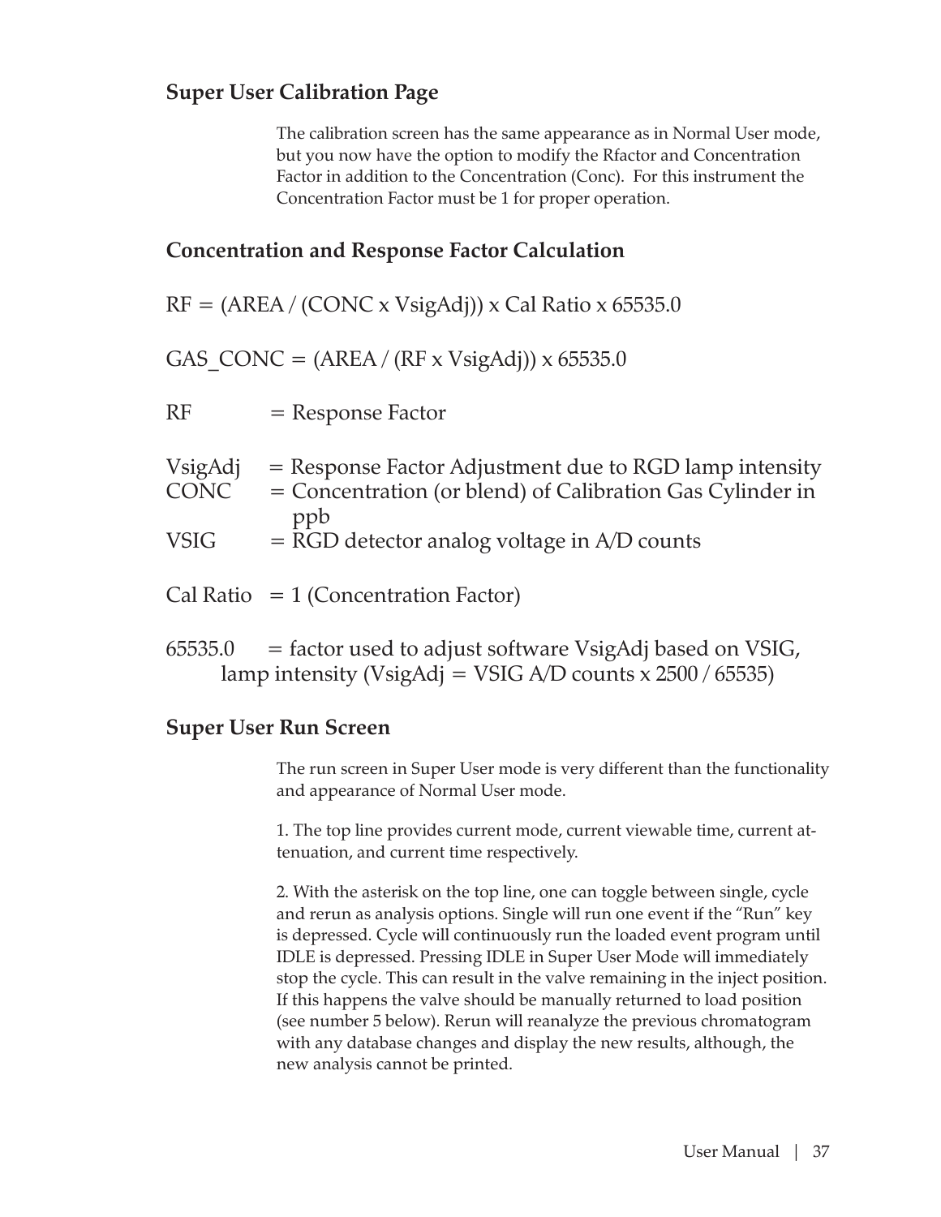## Super User Calibration Page

The calibration screen has the same appearance as in Normal User mode, but you now have the option to modify the Rfactor and Concentration Factor in addition to the Concentration (Conc). For this instrument the Concentration Factor must be 1 for proper operation.

## Concentration and Response Factor Calculation

RF = (AREA / (CONC x VsigAdj)) x Cal Ratio x 65535.0

GAS_CONC = (AREA / (RF x VsigAdj)) x 65535.0

RF = Response Factor

VsigAdj = Response Factor Adjustment due to RGD lamp intensity

CONC = Concentration (or blend) of Calibration Gas Cylinder in ppb

VSIG = RGD detector analog voltage in A/D counts

Cal Ratio = 1 (Concentration Factor)

65535.0 = factor used to adjust software VsigAdj based on VSIG, lamp intensity (VsigAdj = VSIG A/D counts x 2500 / 65535)

## Super User Run Screen

The run screen in Super User mode is very different than the functionality and appearance of Normal User mode.

1. The top line provides current mode, current viewable time, current attenuation, and current time respectively.

2. With the asterisk on the top line, one can toggle between single, cycle and rerun as analysis options. Single will run one event if the "Run" key is depressed. Cycle will continuously run the loaded event program until IDLE is depressed. Pressing IDLE in Super User Mode will immediately stop the cycle. This can result in the valve remaining in the inject position. If this happens the valve should be manually returned to load position (see number 5 below). Rerun will reanalyze the previous chromatogram with any database changes and display the new results, although, the new analysis cannot be printed.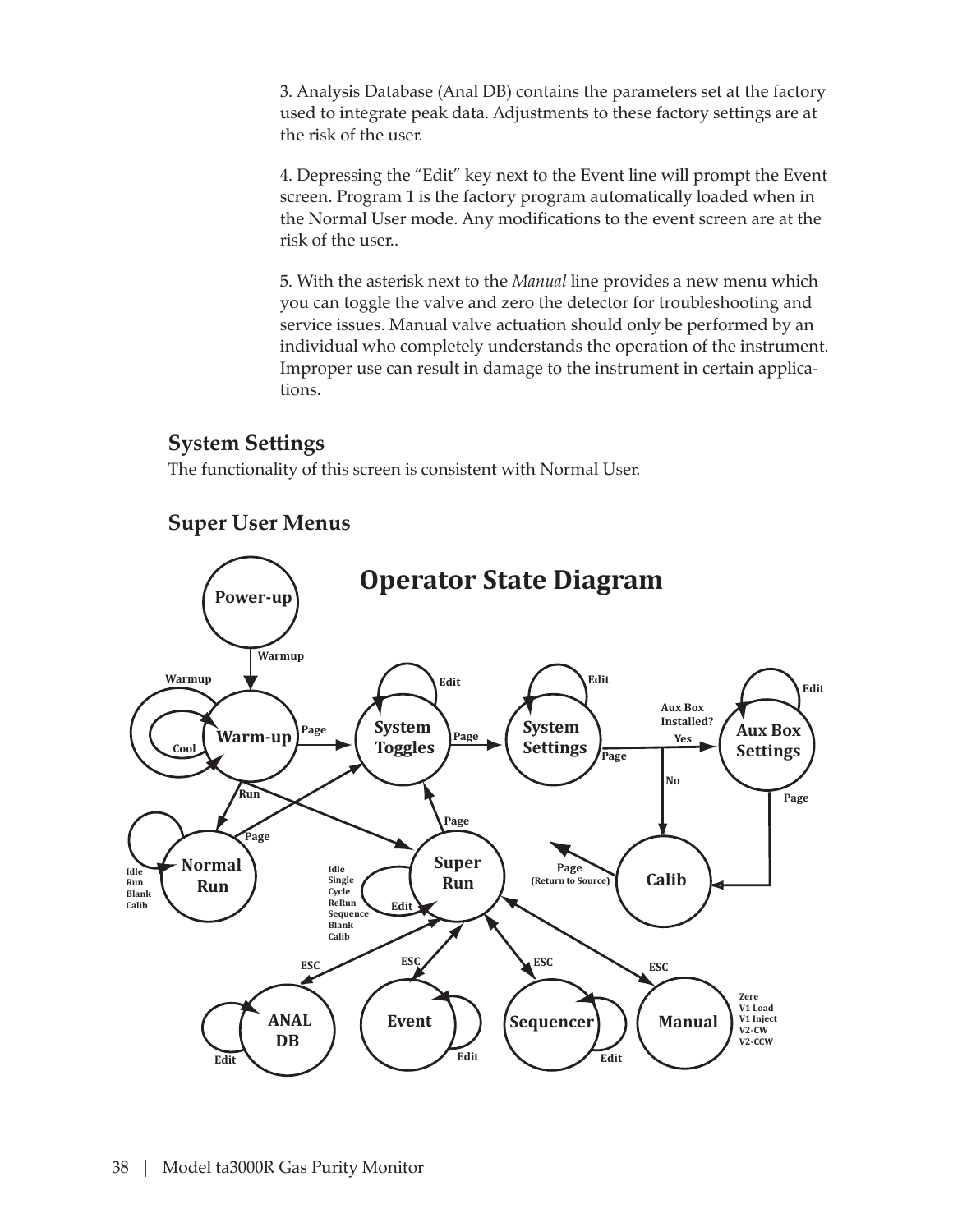3. Analysis Database (Anal DB) contains the parameters set at the factory used to integrate peak data. Adjustments to these factory settings are at the risk of the user.

4. Depressing the "Edit" key next to the Event line will prompt the Event screen. Program 1 is the factory program automatically loaded when in the Normal User mode. Any modifications to the event screen are at the risk of the user..

5. With the asterisk next to the *Manual* line provides a new menu which you can toggle the valve and zero the detector for troubleshooting and service issues. Manual valve actuation should only be performed by an individual who completely understands the operation of the instrument. Improper use can result in damage to the instrument in certain applications.

## System Settings

The functionality of this screen is consistent with Normal User.

## Super User Menus

**Operator State Diagram**

Power-up
Warmup
Warmup
Cool
Warm-up
Page
System Toggles
Edit
Page
System Settings
Edit
Page
Aux Box Installed?
Yes
No
Aux Box Settings
Edit
Page
Run
Page
Normal Run
Idle
Run
Blank
Calib
Page
Super Run
Idle
Single
Cycle
ReRun
Sequence
Blank
Calib
Edit
Page (Return to Source)
Calib
ESC
ESC
ESC
ESC
ANAL DB
Edit
Event
Edit
Sequencer
Edit
Manual
Zere
V1 Load
V1 Inject
V2-CW
V2-CCW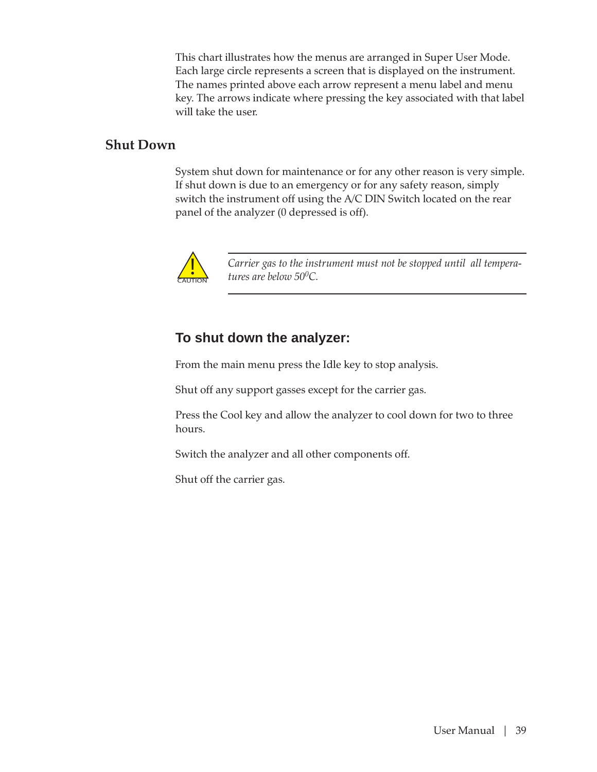This chart illustrates how the menus are arranged in Super User Mode. Each large circle represents a screen that is displayed on the instrument. The names printed above each arrow represent a menu label and menu key. The arrows indicate where pressing the key associated with that label will take the user.

## Shut Down

System shut down for maintenance or for any other reason is very simple. If shut down is due to an emergency or for any safety reason, simply switch the instrument off using the A/C DIN Switch located on the rear panel of the analyzer (0 depressed is off).

CAUTION

*Carrier gas to the instrument must not be stopped until all temperatures are below $50^0$C.*

### To shut down the analyzer:

From the main menu press the Idle key to stop analysis.

Shut off any support gasses except for the carrier gas.

Press the Cool key and allow the analyzer to cool down for two to three hours.

Switch the analyzer and all other components off.

Shut off the carrier gas.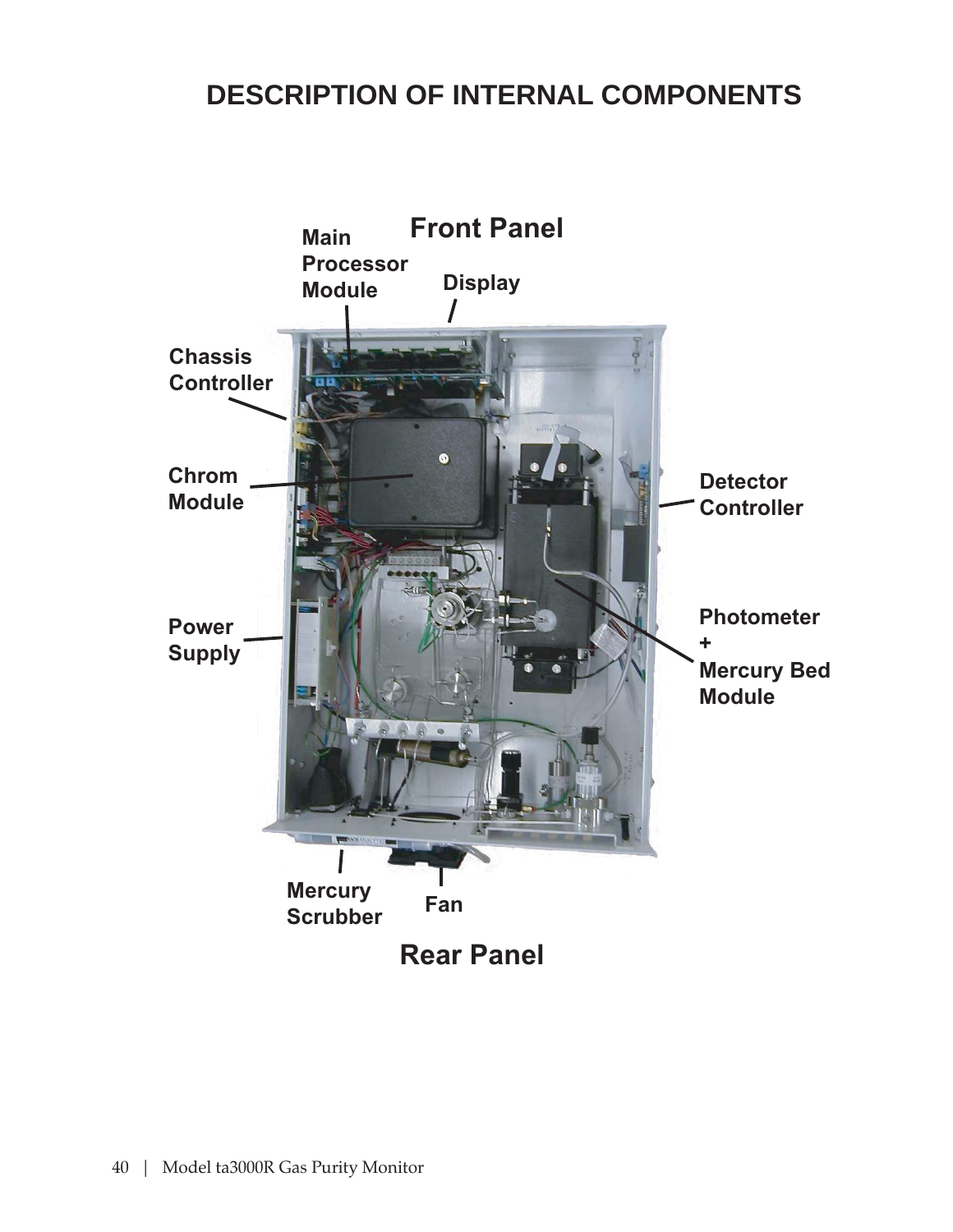# DESCRIPTION OF INTERNAL COMPONENTS

Front Panel

Main Processor Module

Display

Chassis Controller

Chrom Module

Detector Controller

Power Supply

Photometer + Mercury Bed Module

Mercury Scrubber

Fan

Rear Panel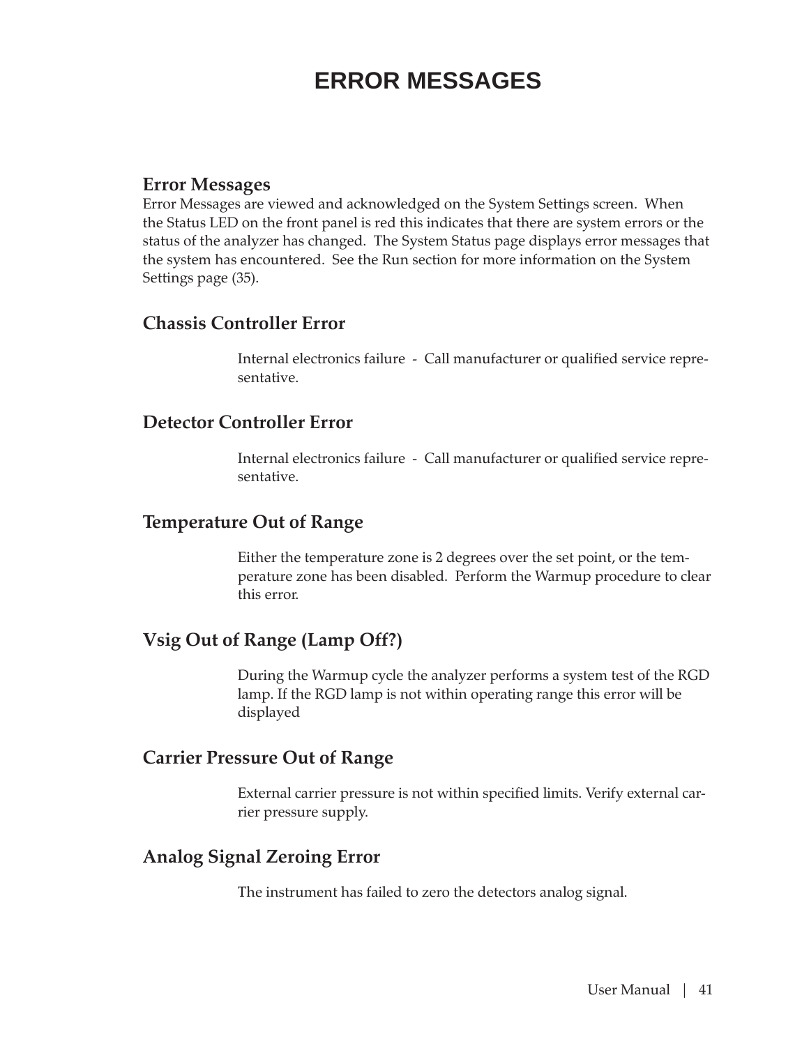# ERROR MESSAGES

## Error Messages

Error Messages are viewed and acknowledged on the System Settings screen. When the Status LED on the front panel is red this indicates that there are system errors or the status of the analyzer has changed. The System Status page displays error messages that the system has encountered. See the Run section for more information on the System Settings page (35).

## Chassis Controller Error

Internal electronics failure - Call manufacturer or qualified service representative.

## Detector Controller Error

Internal electronics failure - Call manufacturer or qualified service representative.

## Temperature Out of Range

Either the temperature zone is 2 degrees over the set point, or the temperature zone has been disabled. Perform the Warmup procedure to clear this error.

## Vsig Out of Range (Lamp Off?)

During the Warmup cycle the analyzer performs a system test of the RGD lamp. If the RGD lamp is not within operating range this error will be displayed

## Carrier Pressure Out of Range

External carrier pressure is not within specified limits. Verify external carrier pressure supply.

## Analog Signal Zeroing Error

The instrument has failed to zero the detectors analog signal.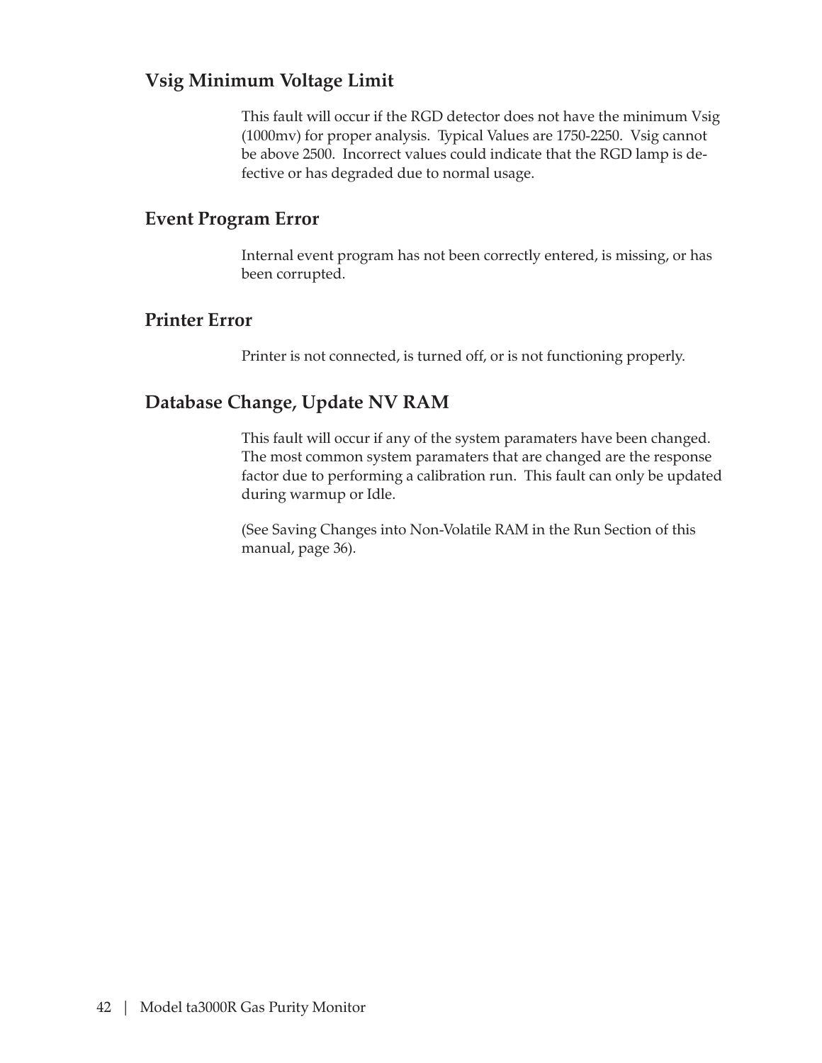### Vsig Minimum Voltage Limit

This fault will occur if the RGD detector does not have the minimum Vsig (1000mv) for proper analysis. Typical Values are 1750-2250. Vsig cannot be above 2500. Incorrect values could indicate that the RGD lamp is defective or has degraded due to normal usage.

### Event Program Error

Internal event program has not been correctly entered, is missing, or has been corrupted.

### Printer Error

Printer is not connected, is turned off, or is not functioning properly.

### Database Change, Update NV RAM

This fault will occur if any of the system paramaters have been changed. The most common system paramaters that are changed are the response factor due to performing a calibration run. This fault can only be updated during warmup or Idle.

(See Saving Changes into Non-Volatile RAM in the Run Section of this manual, page 36).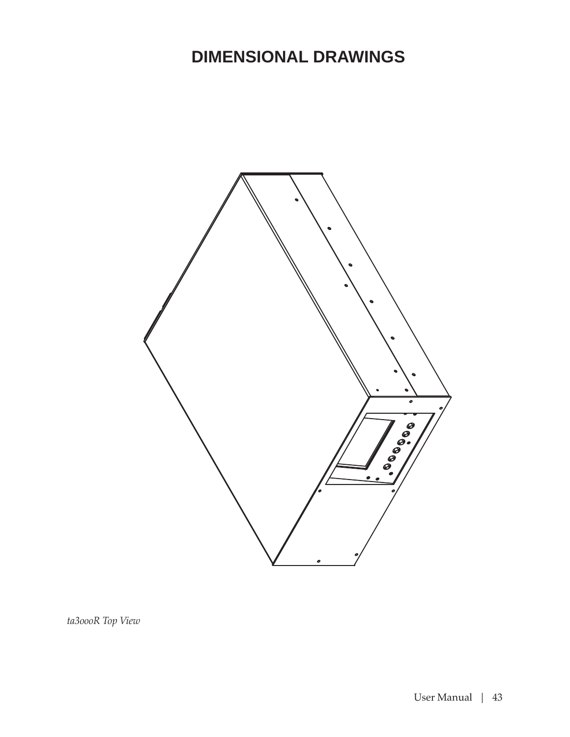# DIMENSIONAL DRAWINGS

*ta3000R Top View*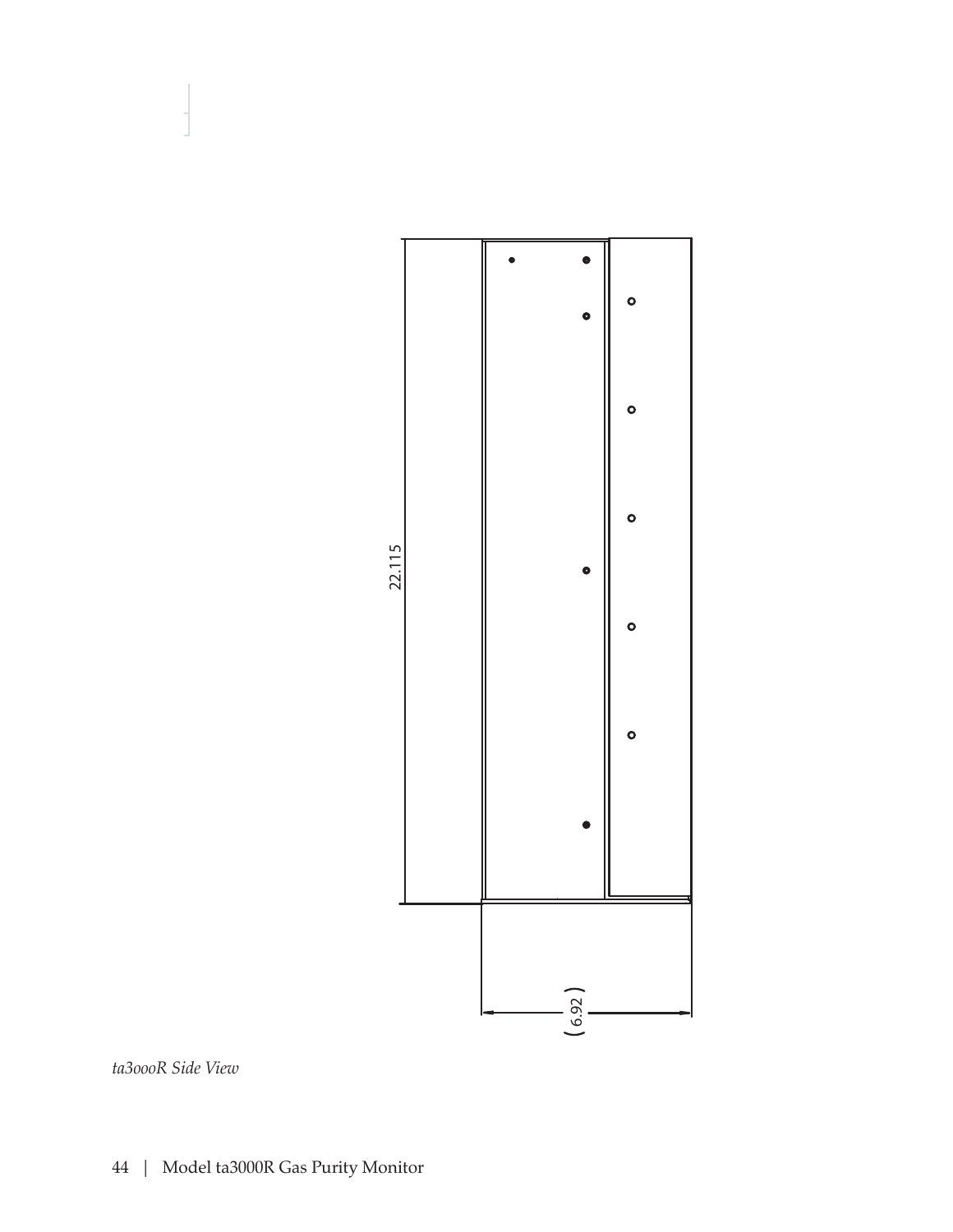22.115

( 6.92 )

*ta3000R Side View*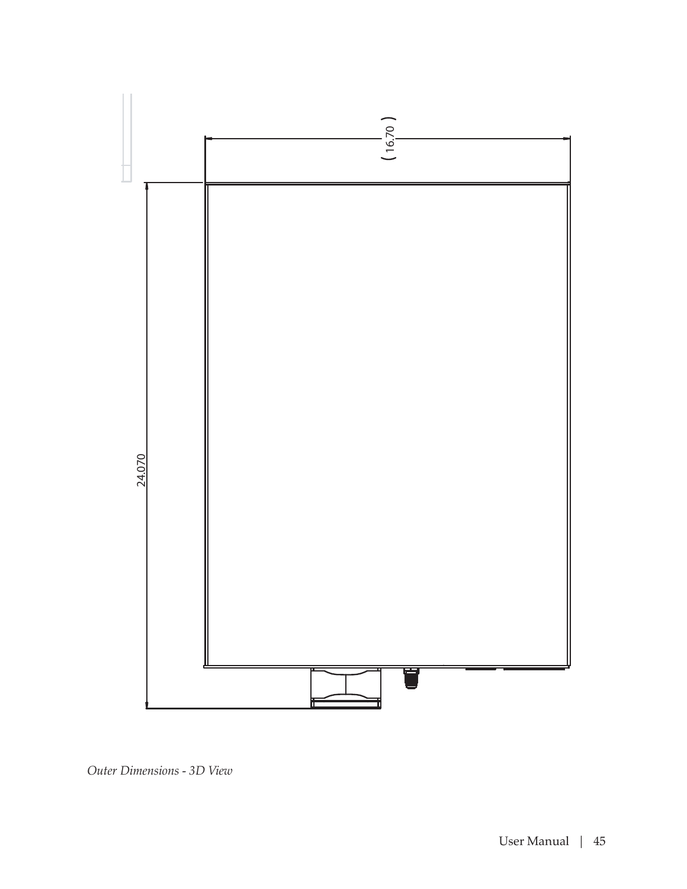( 16.70 )

24.070

*Outer Dimensions - 3D View*